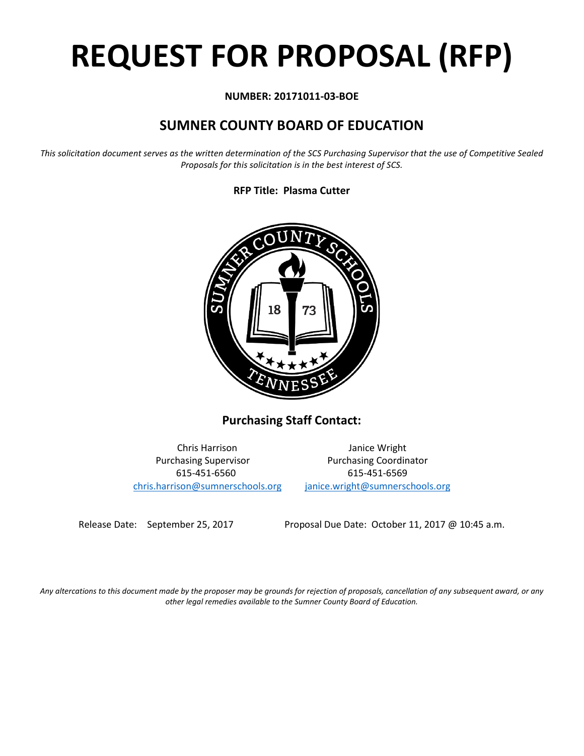# REQUEST FOR PROPOSAL (RFP)

**NUMBER: 20171011-03-BOE**

## SUMNER COUNTY BOARD OF EDUCATION

*This solicitation document serves as the written determination of the SCS Purchasing Supervisor that the use of Competitive Sealed Proposals for this solicitation is in the best interest of SCS.*

**RFP Title: Plasma Cutter**

### Purchasing Staff Contact:

| Chris Harrison | Janice Wright |
|---|---|
| Purchasing Supervisor | Purchasing Coordinator |
| 615-451-6560 | 615-451-6569 |
| chris.harrison@sumnerschools.org | janice.wright@sumnerschools.org |

Release Date: September 25, 2017

Proposal Due Date: October 11, 2017 @ 10:45 a.m.

*Any altercations to this document made by the proposer may be grounds for rejection of proposals, cancellation of any subsequent award, or any other legal remedies available to the Sumner County Board of Education.*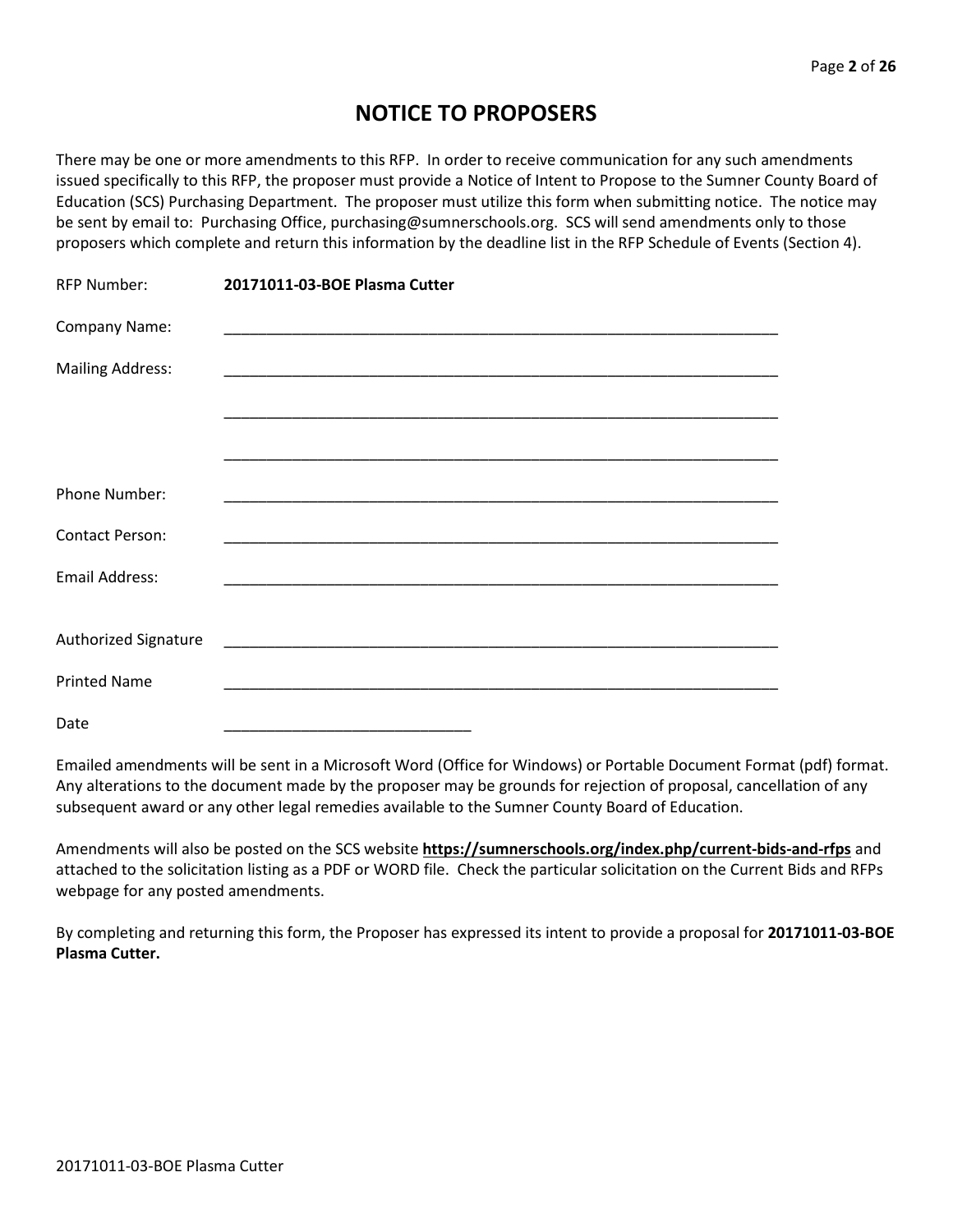# NOTICE TO PROPOSERS

There may be one or more amendments to this RFP. In order to receive communication for any such amendments issued specifically to this RFP, the proposer must provide a Notice of Intent to Propose to the Sumner County Board of Education (SCS) Purchasing Department. The proposer must utilize this form when submitting notice. The notice may be sent by email to: Purchasing Office, purchasing@sumnerschools.org. SCS will send amendments only to those proposers which complete and return this information by the deadline list in the RFP Schedule of Events (Section 4).

RFP Number: **20171011-03-BOE Plasma Cutter**

Company Name: ____________________________________________________________________

Mailing Address: ____________________________________________________________________

____________________________________________________________________

____________________________________________________________________

Phone Number: ____________________________________________________________________

Contact Person: ____________________________________________________________________

Email Address: ____________________________________________________________________

Authorized Signature ____________________________________________________________________

Printed Name ____________________________________________________________________

Date ______________________________

Emailed amendments will be sent in a Microsoft Word (Office for Windows) or Portable Document Format (pdf) format. Any alterations to the document made by the proposer may be grounds for rejection of proposal, cancellation of any subsequent award or any other legal remedies available to the Sumner County Board of Education.

Amendments will also be posted on the SCS website **https://sumnerschools.org/index.php/current-bids-and-rfps** and attached to the solicitation listing as a PDF or WORD file. Check the particular solicitation on the Current Bids and RFPs webpage for any posted amendments.

By completing and returning this form, the Proposer has expressed its intent to provide a proposal for **20171011-03-BOE Plasma Cutter.**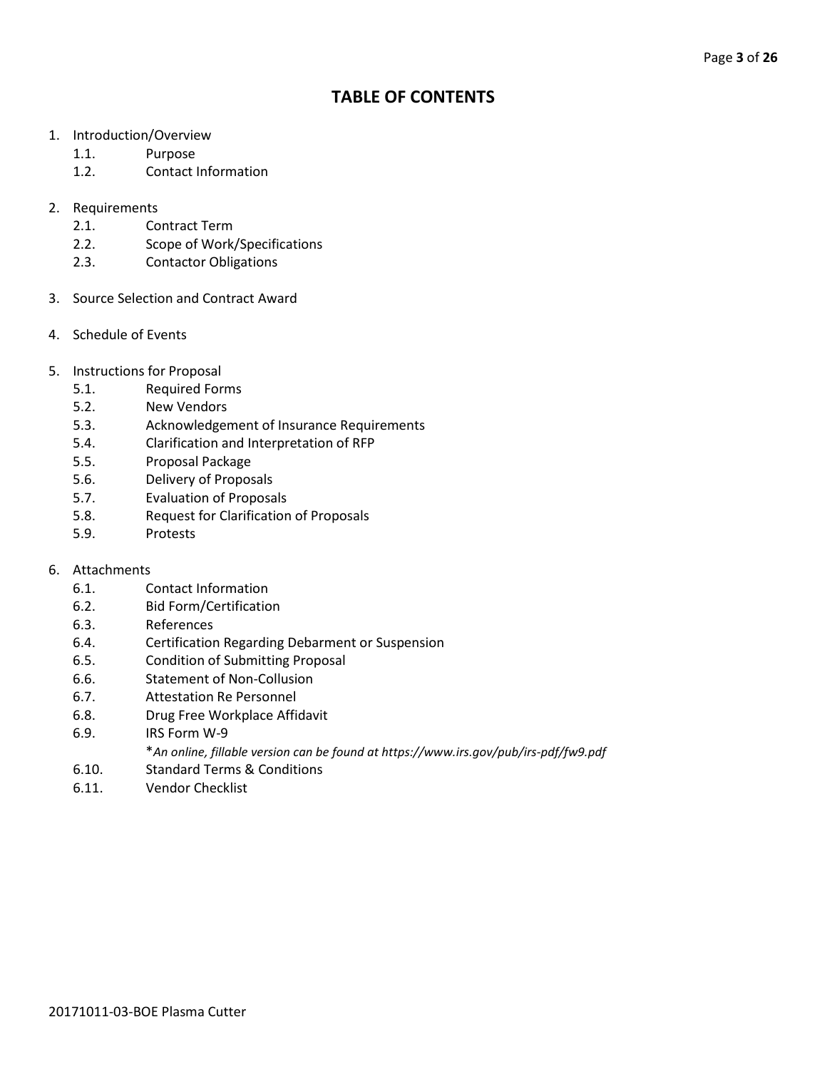# TABLE OF CONTENTS

1. Introduction/Overview
    - 1.1. Purpose
    - 1.2. Contact Information
2. Requirements
    - 2.1. Contract Term
    - 2.2. Scope of Work/Specifications
    - 2.3. Contactor Obligations
3. Source Selection and Contract Award
4. Schedule of Events
5. Instructions for Proposal
    - 5.1. Required Forms
    - 5.2. New Vendors
    - 5.3. Acknowledgement of Insurance Requirements
    - 5.4. Clarification and Interpretation of RFP
    - 5.5. Proposal Package
    - 5.6. Delivery of Proposals
    - 5.7. Evaluation of Proposals
    - 5.8. Request for Clarification of Proposals
    - 5.9. Protests
6. Attachments
    - 6.1. Contact Information
    - 6.2. Bid Form/Certification
    - 6.3. References
    - 6.4. Certification Regarding Debarment or Suspension
    - 6.5. Condition of Submitting Proposal
    - 6.6. Statement of Non-Collusion
    - 6.7. Attestation Re Personnel
    - 6.8. Drug Free Workplace Affidavit
    - 6.9. IRS Form W-9
      
      *\*An online, fillable version can be found at https://www.irs.gov/pub/irs-pdf/fw9.pdf*
    - 6.10. Standard Terms & Conditions
    - 6.11. Vendor Checklist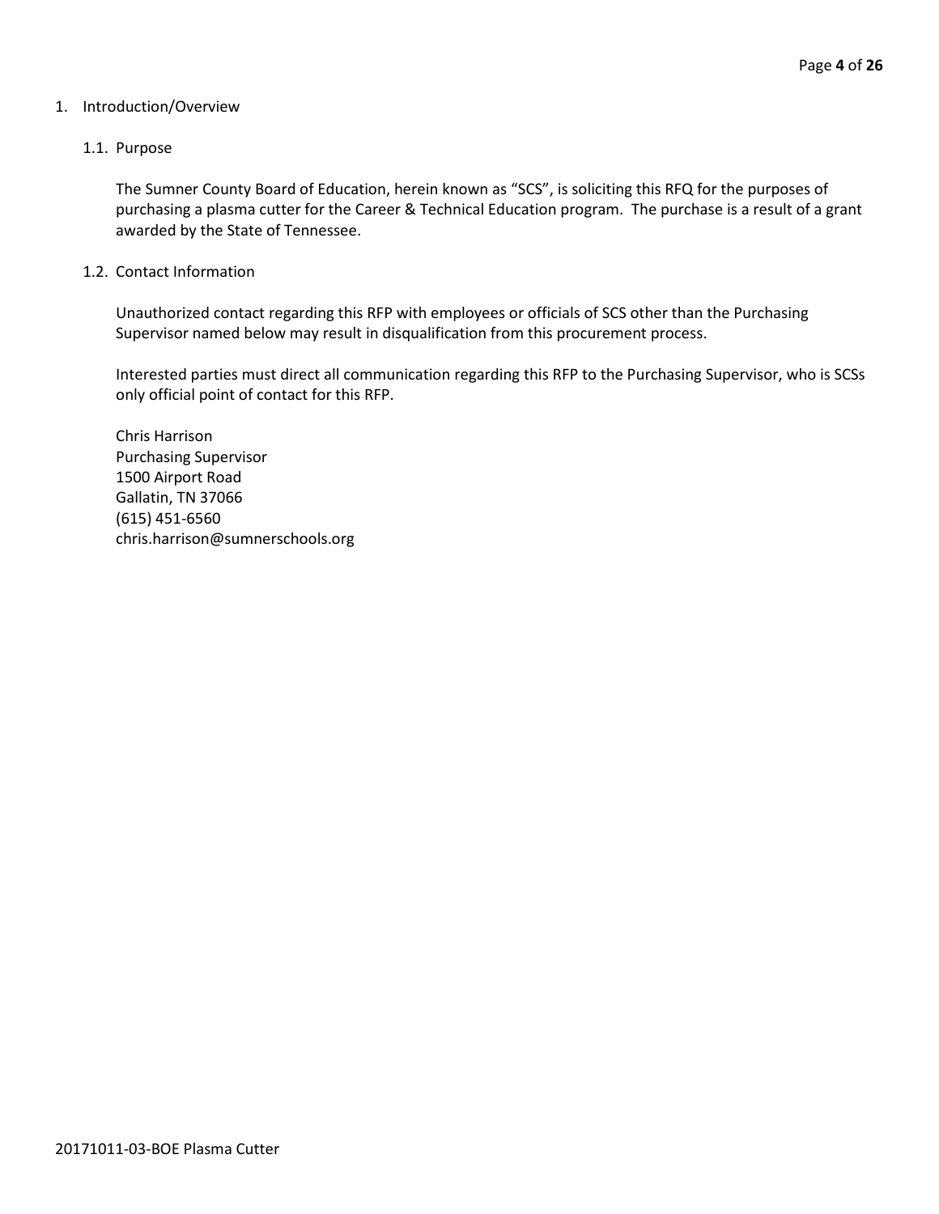# 1. Introduction/Overview

## 1.1. Purpose

The Sumner County Board of Education, herein known as "SCS", is soliciting this RFQ for the purposes of purchasing a plasma cutter for the Career & Technical Education program. The purchase is a result of a grant awarded by the State of Tennessee.

## 1.2. Contact Information

Unauthorized contact regarding this RFP with employees or officials of SCS other than the Purchasing Supervisor named below may result in disqualification from this procurement process.

Interested parties must direct all communication regarding this RFP to the Purchasing Supervisor, who is SCSs only official point of contact for this RFP.

Chris Harrison
Purchasing Supervisor
1500 Airport Road
Gallatin, TN 37066
(615) 451-6560
chris.harrison@sumnerschools.org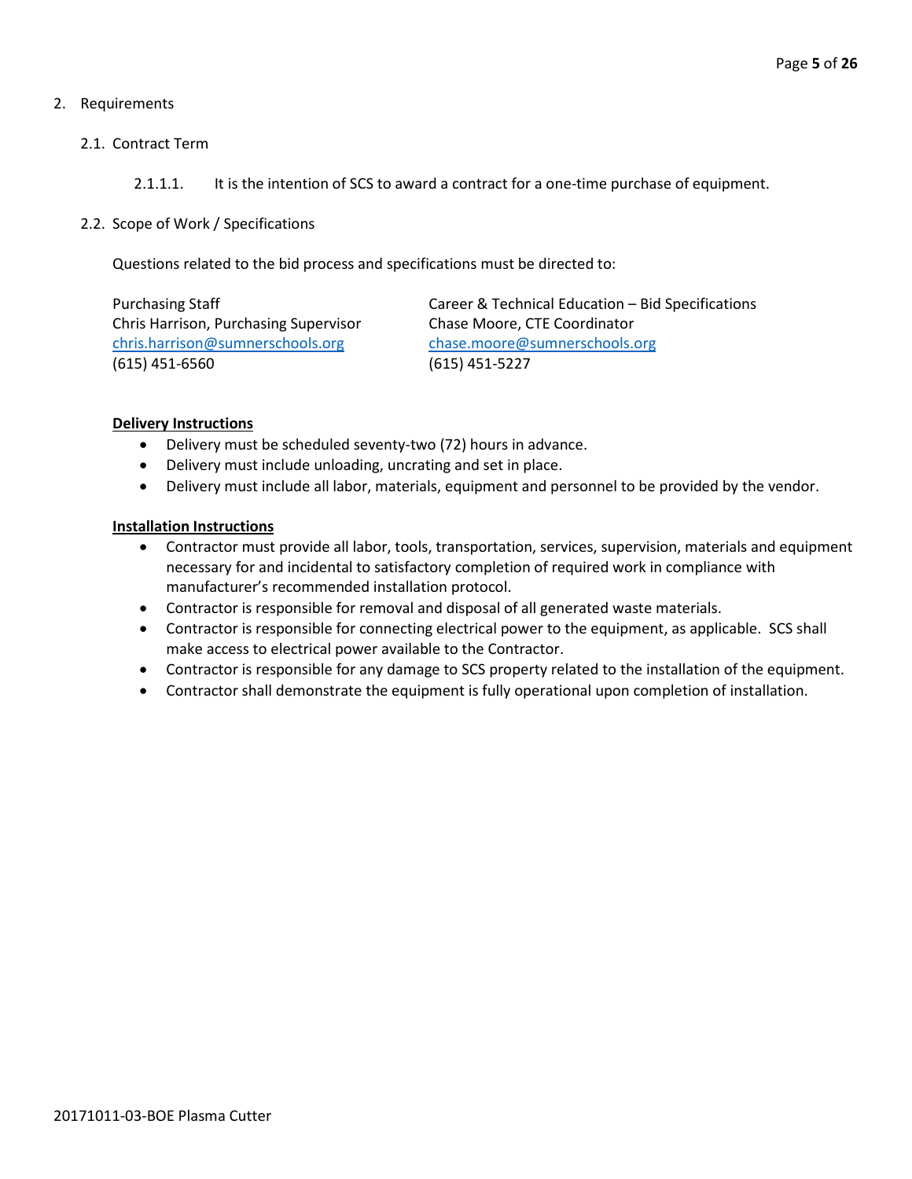## 2. Requirements

### 2.1. Contract Term

2.1.1.1. It is the intention of SCS to award a contract for a one-time purchase of equipment.

### 2.2. Scope of Work / Specifications

Questions related to the bid process and specifications must be directed to:

Purchasing Staff
Chris Harrison, Purchasing Supervisor
chris.harrison@sumnerschools.org
(615) 451-6560

Career & Technical Education – Bid Specifications
Chase Moore, CTE Coordinator
chase.moore@sumnerschools.org
(615) 451-5227

**Delivery Instructions**

- Delivery must be scheduled seventy-two (72) hours in advance.
- Delivery must include unloading, uncrating and set in place.
- Delivery must include all labor, materials, equipment and personnel to be provided by the vendor.

**Installation Instructions**

- Contractor must provide all labor, tools, transportation, services, supervision, materials and equipment necessary for and incidental to satisfactory completion of required work in compliance with manufacturer's recommended installation protocol.
- Contractor is responsible for removal and disposal of all generated waste materials.
- Contractor is responsible for connecting electrical power to the equipment, as applicable. SCS shall make access to electrical power available to the Contractor.
- Contractor is responsible for any damage to SCS property related to the installation of the equipment.
- Contractor shall demonstrate the equipment is fully operational upon completion of installation.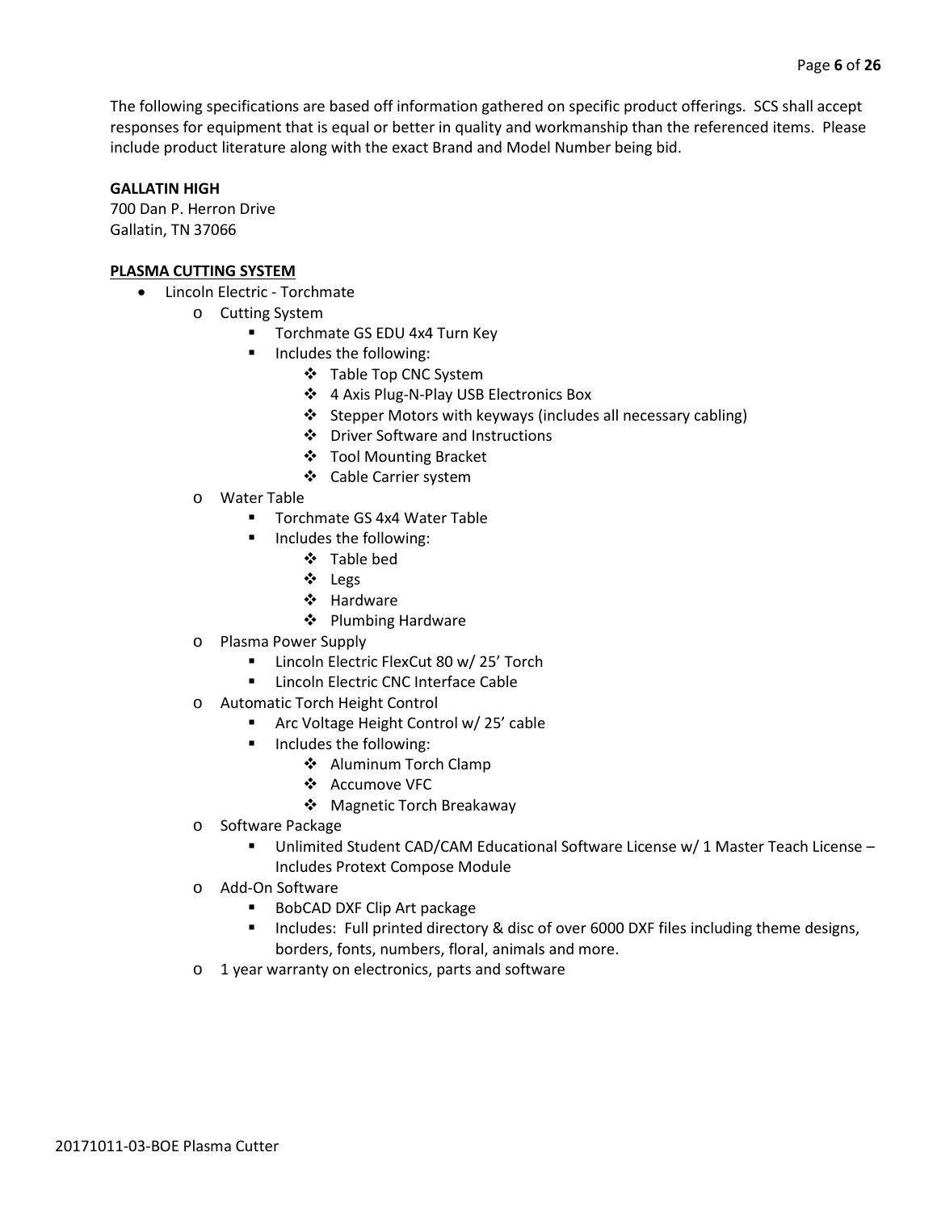The following specifications are based off information gathered on specific product offerings. SCS shall accept responses for equipment that is equal or better in quality and workmanship than the referenced items. Please include product literature along with the exact Brand and Model Number being bid.

**GALLATIN HIGH**
700 Dan P. Herron Drive
Gallatin, TN 37066

**PLASMA CUTTING SYSTEM**

- Lincoln Electric - Torchmate
  - Cutting System
    - Torchmate GS EDU 4x4 Turn Key
    - Includes the following:
      - Table Top CNC System
      - 4 Axis Plug-N-Play USB Electronics Box
      - Stepper Motors with keyways (includes all necessary cabling)
      - Driver Software and Instructions
      - Tool Mounting Bracket
      - Cable Carrier system
  - Water Table
    - Torchmate GS 4x4 Water Table
    - Includes the following:
      - Table bed
      - Legs
      - Hardware
      - Plumbing Hardware
  - Plasma Power Supply
    - Lincoln Electric FlexCut 80 w/ 25' Torch
    - Lincoln Electric CNC Interface Cable
  - Automatic Torch Height Control
    - Arc Voltage Height Control w/ 25' cable
    - Includes the following:
      - Aluminum Torch Clamp
      - Accumove VFC
      - Magnetic Torch Breakaway
  - Software Package
    - Unlimited Student CAD/CAM Educational Software License w/ 1 Master Teach License – Includes Protext Compose Module
  - Add-On Software
    - BobCAD DXF Clip Art package
    - Includes: Full printed directory & disc of over 6000 DXF files including theme designs, borders, fonts, numbers, floral, animals and more.
  - 1 year warranty on electronics, parts and software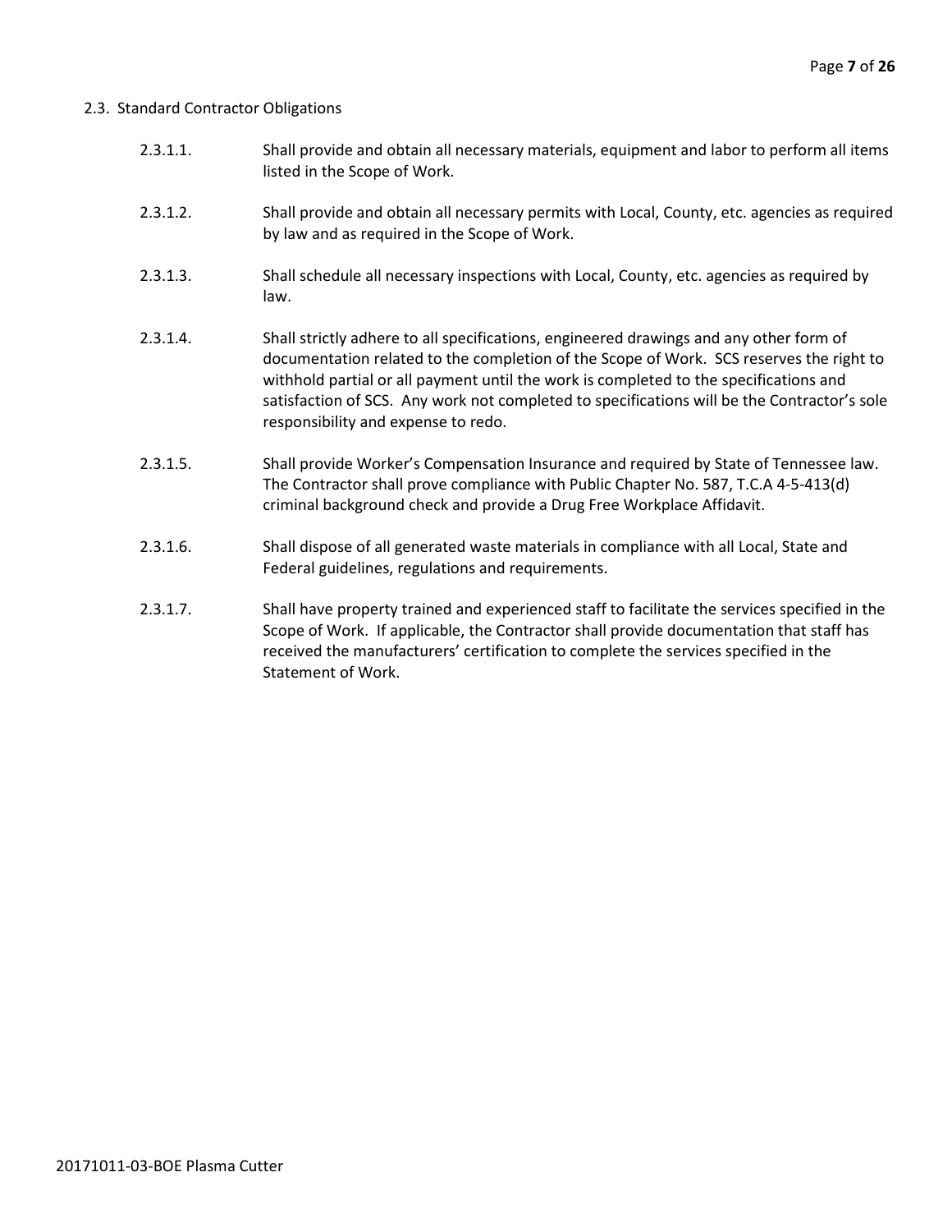## 2.3. Standard Contractor Obligations

2.3.1.1. Shall provide and obtain all necessary materials, equipment and labor to perform all items listed in the Scope of Work.

2.3.1.2. Shall provide and obtain all necessary permits with Local, County, etc. agencies as required by law and as required in the Scope of Work.

2.3.1.3. Shall schedule all necessary inspections with Local, County, etc. agencies as required by law.

2.3.1.4. Shall strictly adhere to all specifications, engineered drawings and any other form of documentation related to the completion of the Scope of Work. SCS reserves the right to withhold partial or all payment until the work is completed to the specifications and satisfaction of SCS. Any work not completed to specifications will be the Contractor's sole responsibility and expense to redo.

2.3.1.5. Shall provide Worker's Compensation Insurance and required by State of Tennessee law. The Contractor shall prove compliance with Public Chapter No. 587, T.C.A 4-5-413(d) criminal background check and provide a Drug Free Workplace Affidavit.

2.3.1.6. Shall dispose of all generated waste materials in compliance with all Local, State and Federal guidelines, regulations and requirements.

2.3.1.7. Shall have property trained and experienced staff to facilitate the services specified in the Scope of Work. If applicable, the Contractor shall provide documentation that staff has received the manufacturers' certification to complete the services specified in the Statement of Work.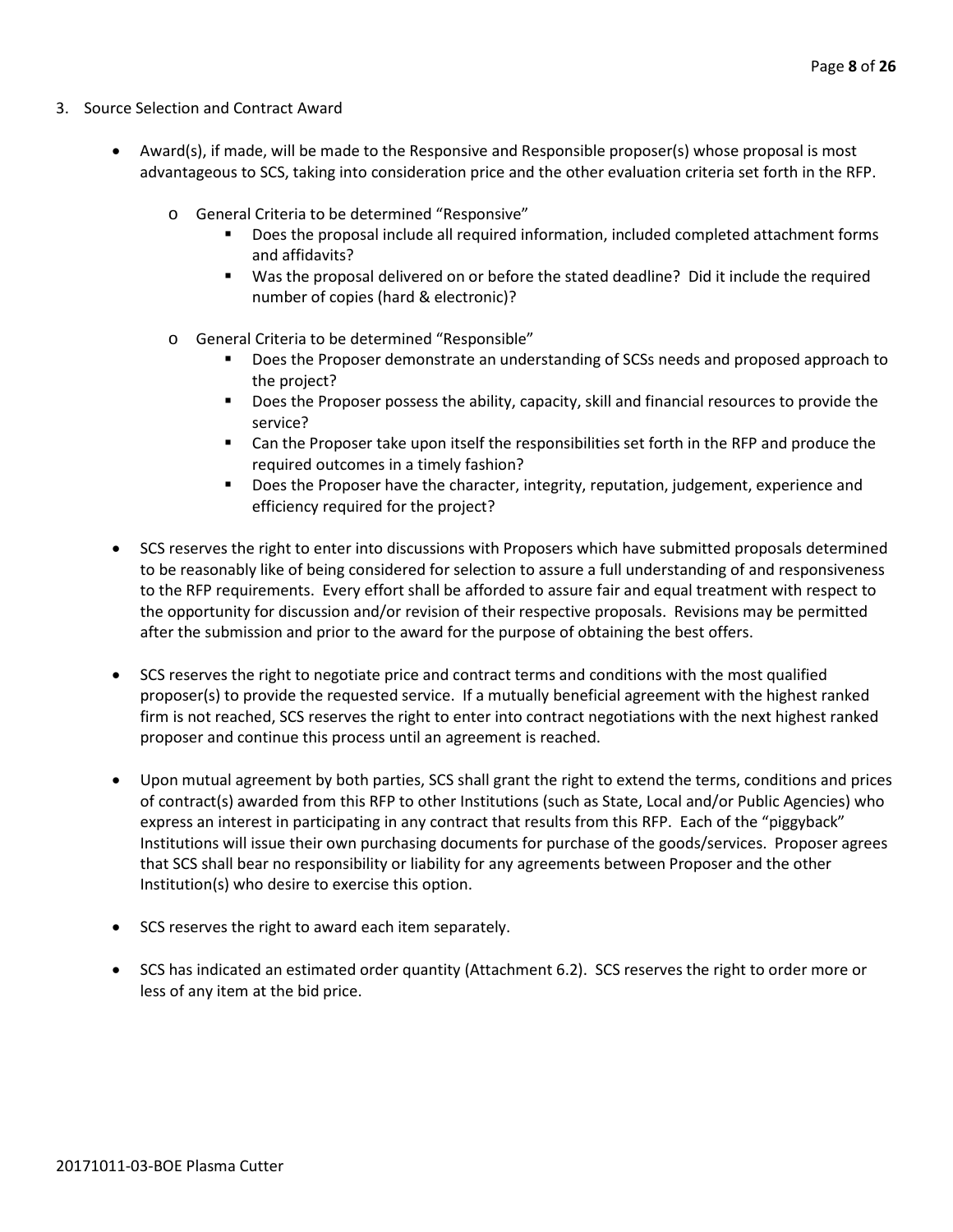3. Source Selection and Contract Award

- Award(s), if made, will be made to the Responsive and Responsible proposer(s) whose proposal is most advantageous to SCS, taking into consideration price and the other evaluation criteria set forth in the RFP.
    - General Criteria to be determined "Responsive"
        - Does the proposal include all required information, included completed attachment forms and affidavits?
        - Was the proposal delivered on or before the stated deadline? Did it include the required number of copies (hard & electronic)?
    - General Criteria to be determined "Responsible"
        - Does the Proposer demonstrate an understanding of SCSs needs and proposed approach to the project?
        - Does the Proposer possess the ability, capacity, skill and financial resources to provide the service?
        - Can the Proposer take upon itself the responsibilities set forth in the RFP and produce the required outcomes in a timely fashion?
        - Does the Proposer have the character, integrity, reputation, judgement, experience and efficiency required for the project?

- SCS reserves the right to enter into discussions with Proposers which have submitted proposals determined to be reasonably like of being considered for selection to assure a full understanding of and responsiveness to the RFP requirements. Every effort shall be afforded to assure fair and equal treatment with respect to the opportunity for discussion and/or revision of their respective proposals. Revisions may be permitted after the submission and prior to the award for the purpose of obtaining the best offers.

- SCS reserves the right to negotiate price and contract terms and conditions with the most qualified proposer(s) to provide the requested service. If a mutually beneficial agreement with the highest ranked firm is not reached, SCS reserves the right to enter into contract negotiations with the next highest ranked proposer and continue this process until an agreement is reached.

- Upon mutual agreement by both parties, SCS shall grant the right to extend the terms, conditions and prices of contract(s) awarded from this RFP to other Institutions (such as State, Local and/or Public Agencies) who express an interest in participating in any contract that results from this RFP. Each of the "piggyback" Institutions will issue their own purchasing documents for purchase of the goods/services. Proposer agrees that SCS shall bear no responsibility or liability for any agreements between Proposer and the other Institution(s) who desire to exercise this option.

- SCS reserves the right to award each item separately.

- SCS has indicated an estimated order quantity (Attachment 6.2). SCS reserves the right to order more or less of any item at the bid price.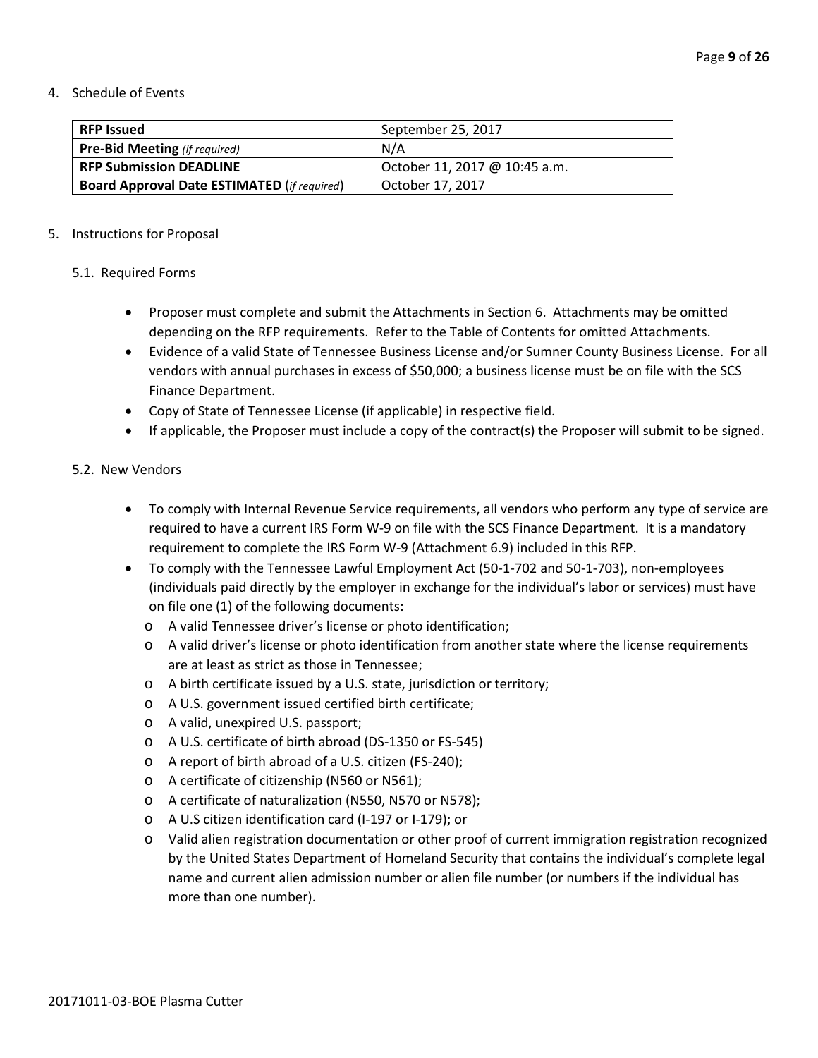4. Schedule of Events

| | |
|---|---|
| **RFP Issued** | September 25, 2017 |
| **Pre-Bid Meeting** *(if required)* | N/A |
| **RFP Submission DEADLINE** | October 11, 2017 @ 10:45 a.m. |
| **Board Approval Date ESTIMATED** (*if required*) | October 17, 2017 |

5. Instructions for Proposal

5.1. Required Forms

- Proposer must complete and submit the Attachments in Section 6. Attachments may be omitted depending on the RFP requirements. Refer to the Table of Contents for omitted Attachments.
- Evidence of a valid State of Tennessee Business License and/or Sumner County Business License. For all vendors with annual purchases in excess of $50,000; a business license must be on file with the SCS Finance Department.
- Copy of State of Tennessee License (if applicable) in respective field.
- If applicable, the Proposer must include a copy of the contract(s) the Proposer will submit to be signed.

5.2. New Vendors

- To comply with Internal Revenue Service requirements, all vendors who perform any type of service are required to have a current IRS Form W-9 on file with the SCS Finance Department. It is a mandatory requirement to complete the IRS Form W-9 (Attachment 6.9) included in this RFP.
- To comply with the Tennessee Lawful Employment Act (50-1-702 and 50-1-703), non-employees (individuals paid directly by the employer in exchange for the individual's labor or services) must have on file one (1) of the following documents:
  - A valid Tennessee driver's license or photo identification;
  - A valid driver's license or photo identification from another state where the license requirements are at least as strict as those in Tennessee;
  - A birth certificate issued by a U.S. state, jurisdiction or territory;
  - A U.S. government issued certified birth certificate;
  - A valid, unexpired U.S. passport;
  - A U.S. certificate of birth abroad (DS-1350 or FS-545)
  - A report of birth abroad of a U.S. citizen (FS-240);
  - A certificate of citizenship (N560 or N561);
  - A certificate of naturalization (N550, N570 or N578);
  - A U.S citizen identification card (I-197 or I-179); or
  - Valid alien registration documentation or other proof of current immigration registration recognized by the United States Department of Homeland Security that contains the individual's complete legal name and current alien admission number or alien file number (or numbers if the individual has more than one number).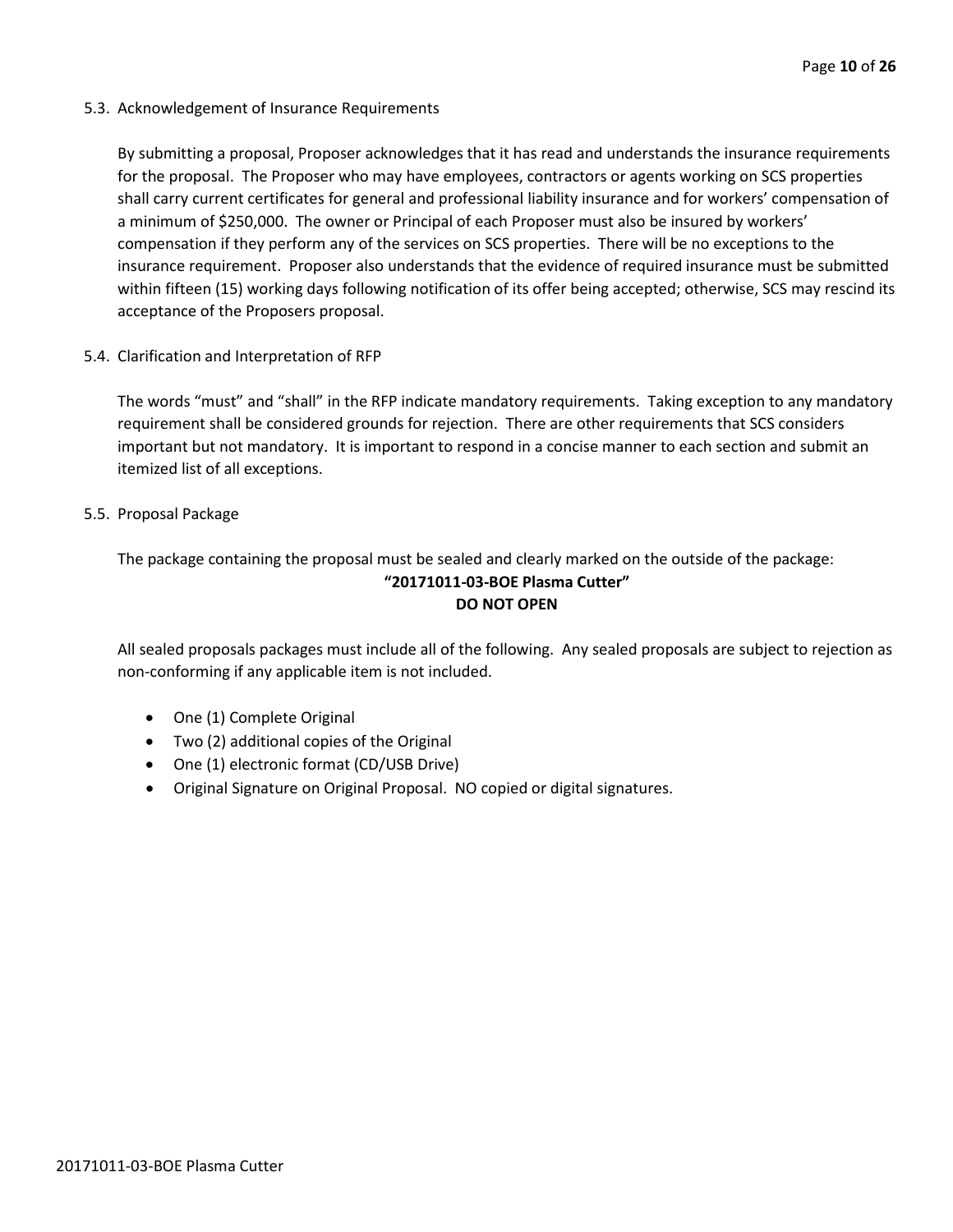### 5.3. Acknowledgement of Insurance Requirements

By submitting a proposal, Proposer acknowledges that it has read and understands the insurance requirements for the proposal. The Proposer who may have employees, contractors or agents working on SCS properties shall carry current certificates for general and professional liability insurance and for workers' compensation of a minimum of $250,000. The owner or Principal of each Proposer must also be insured by workers' compensation if they perform any of the services on SCS properties. There will be no exceptions to the insurance requirement. Proposer also understands that the evidence of required insurance must be submitted within fifteen (15) working days following notification of its offer being accepted; otherwise, SCS may rescind its acceptance of the Proposers proposal.

### 5.4. Clarification and Interpretation of RFP

The words "must" and "shall" in the RFP indicate mandatory requirements. Taking exception to any mandatory requirement shall be considered grounds for rejection. There are other requirements that SCS considers important but not mandatory. It is important to respond in a concise manner to each section and submit an itemized list of all exceptions.

### 5.5. Proposal Package

The package containing the proposal must be sealed and clearly marked on the outside of the package:

**"20171011-03-BOE Plasma Cutter"**
**DO NOT OPEN**

All sealed proposals packages must include all of the following. Any sealed proposals are subject to rejection as non-conforming if any applicable item is not included.

- One (1) Complete Original
- Two (2) additional copies of the Original
- One (1) electronic format (CD/USB Drive)
- Original Signature on Original Proposal. NO copied or digital signatures.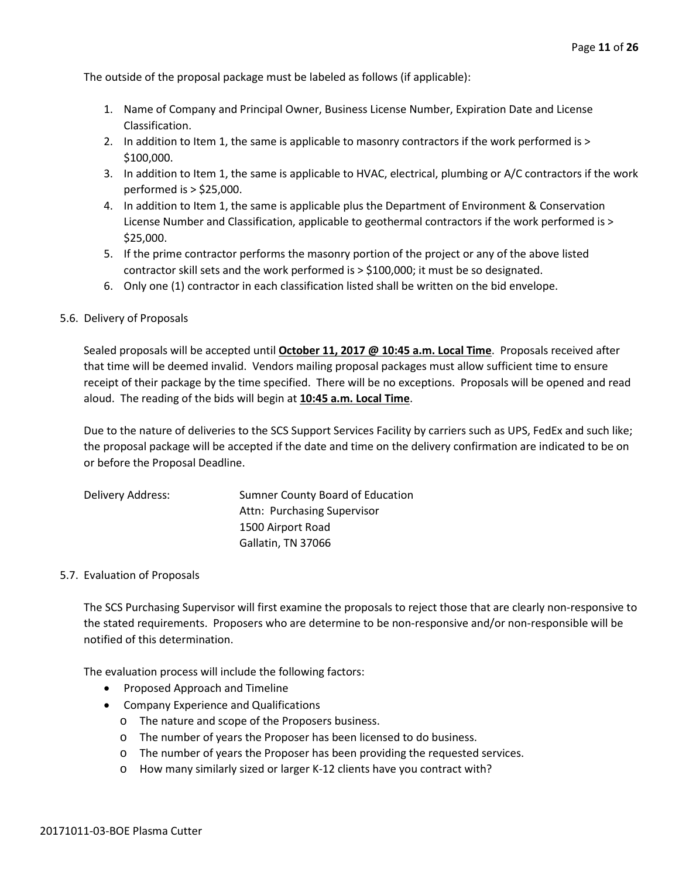The outside of the proposal package must be labeled as follows (if applicable):

1. Name of Company and Principal Owner, Business License Number, Expiration Date and License Classification.
2. In addition to Item 1, the same is applicable to masonry contractors if the work performed is > $100,000.
3. In addition to Item 1, the same is applicable to HVAC, electrical, plumbing or A/C contractors if the work performed is > $25,000.
4. In addition to Item 1, the same is applicable plus the Department of Environment & Conservation License Number and Classification, applicable to geothermal contractors if the work performed is > $25,000.
5. If the prime contractor performs the masonry portion of the project or any of the above listed contractor skill sets and the work performed is > $100,000; it must be so designated.
6. Only one (1) contractor in each classification listed shall be written on the bid envelope.

### 5.6. Delivery of Proposals

Sealed proposals will be accepted until **October 11, 2017 @ 10:45 a.m. Local Time**. Proposals received after that time will be deemed invalid. Vendors mailing proposal packages must allow sufficient time to ensure receipt of their package by the time specified. There will be no exceptions. Proposals will be opened and read aloud. The reading of the bids will begin at **10:45 a.m. Local Time**.

Due to the nature of deliveries to the SCS Support Services Facility by carriers such as UPS, FedEx and such like; the proposal package will be accepted if the date and time on the delivery confirmation are indicated to be on or before the Proposal Deadline.

Delivery Address:

Sumner County Board of Education
Attn: Purchasing Supervisor
1500 Airport Road
Gallatin, TN 37066

### 5.7. Evaluation of Proposals

The SCS Purchasing Supervisor will first examine the proposals to reject those that are clearly non-responsive to the stated requirements. Proposers who are determine to be non-responsive and/or non-responsible will be notified of this determination.

The evaluation process will include the following factors:

- Proposed Approach and Timeline
- Company Experience and Qualifications
  - The nature and scope of the Proposers business.
  - The number of years the Proposer has been licensed to do business.
  - The number of years the Proposer has been providing the requested services.
  - How many similarly sized or larger K-12 clients have you contract with?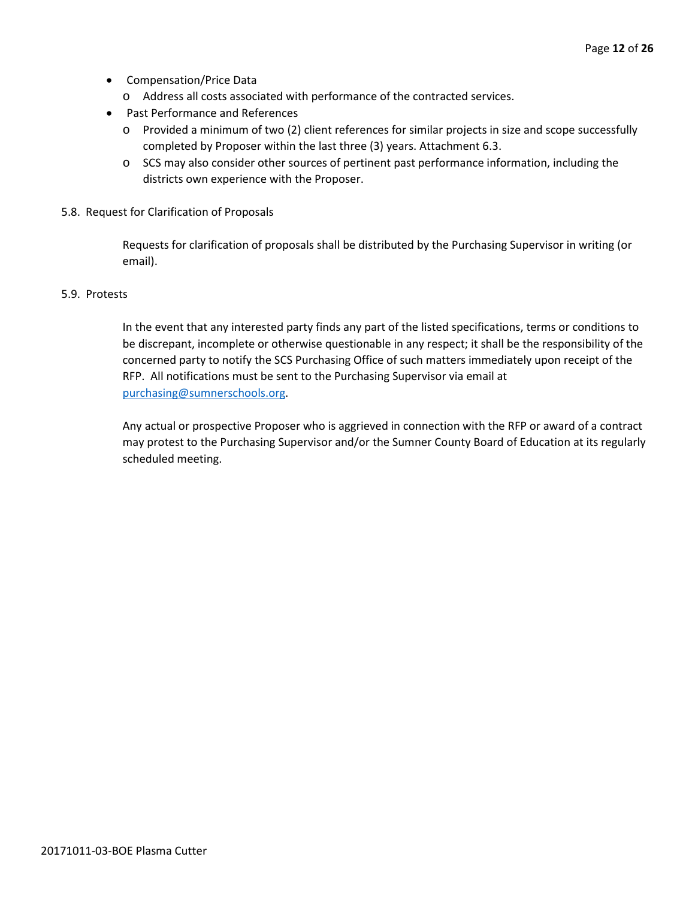- Compensation/Price Data
  - Address all costs associated with performance of the contracted services.
- Past Performance and References
  - Provided a minimum of two (2) client references for similar projects in size and scope successfully completed by Proposer within the last three (3) years. Attachment 6.3.
  - SCS may also consider other sources of pertinent past performance information, including the districts own experience with the Proposer.

5.8. Request for Clarification of Proposals

Requests for clarification of proposals shall be distributed by the Purchasing Supervisor in writing (or email).

5.9. Protests

In the event that any interested party finds any part of the listed specifications, terms or conditions to be discrepant, incomplete or otherwise questionable in any respect; it shall be the responsibility of the concerned party to notify the SCS Purchasing Office of such matters immediately upon receipt of the RFP. All notifications must be sent to the Purchasing Supervisor via email at purchasing@sumnerschools.org.

Any actual or prospective Proposer who is aggrieved in connection with the RFP or award of a contract may protest to the Purchasing Supervisor and/or the Sumner County Board of Education at its regularly scheduled meeting.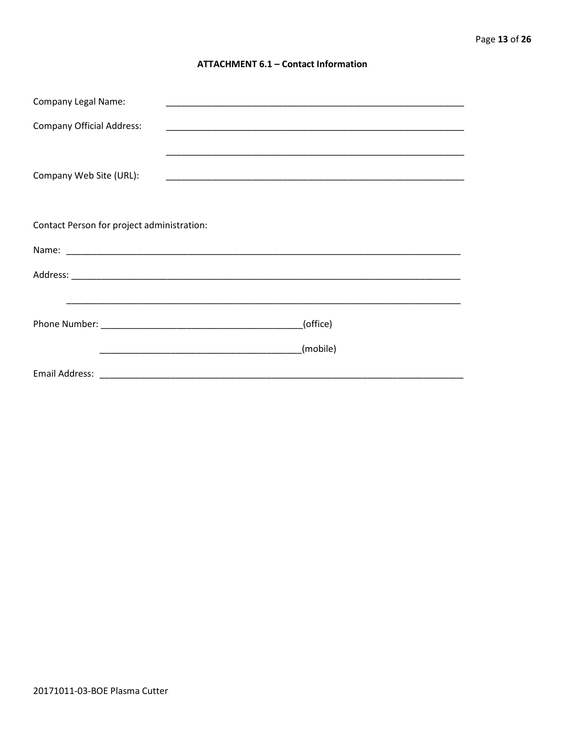## ATTACHMENT 6.1 – Contact Information

Company Legal Name: ____________________________________________________________

Company Official Address: ____________________________________________________________

____________________________________________________________

Company Web Site (URL): ____________________________________________________________

Contact Person for project administration:

Name: ________________________________________________________________________________

Address: ______________________________________________________________________________

______________________________________________________________________________

Phone Number: ________________________________________(office)

________________________________________(mobile)

Email Address: ___________________________________________________________________________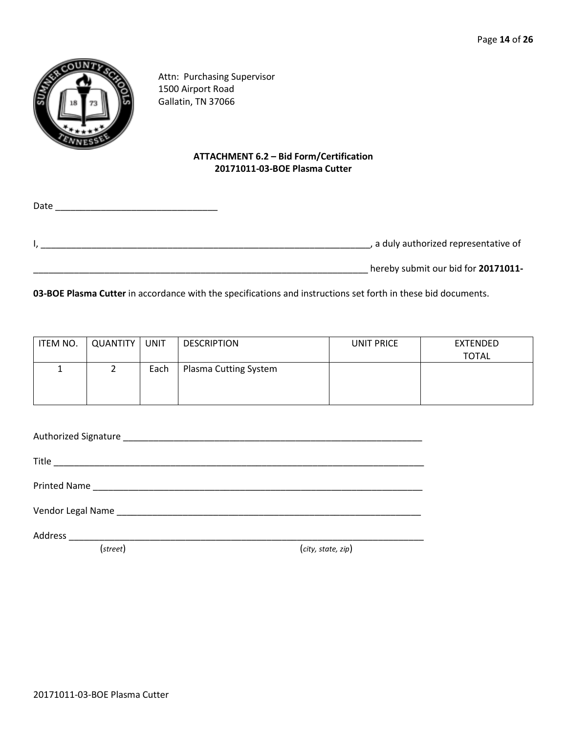Attn: Purchasing Supervisor
1500 Airport Road
Gallatin, TN 37066

**ATTACHMENT 6.2 – Bid Form/Certification**
**20171011-03-BOE Plasma Cutter**

Date ________________________________

I, ____________________________________________________________________, a duly authorized representative of

______________________________________________________________________ hereby submit our bid for **20171011-03-BOE Plasma Cutter** in accordance with the specifications and instructions set forth in these bid documents.

| ITEM NO. | QUANTITY | UNIT | DESCRIPTION | UNIT PRICE | EXTENDED TOTAL |
|---|---|---|---|---|---|
| 1 | 2 | Each | Plasma Cutting System | | |

Authorized Signature ______________________________________________________________

Title ____________________________________________________________________________

Printed Name ______________________________________________________________________

Vendor Legal Name _________________________________________________________________

Address __________________________________________________________________________
(*street*) (*city, state, zip*)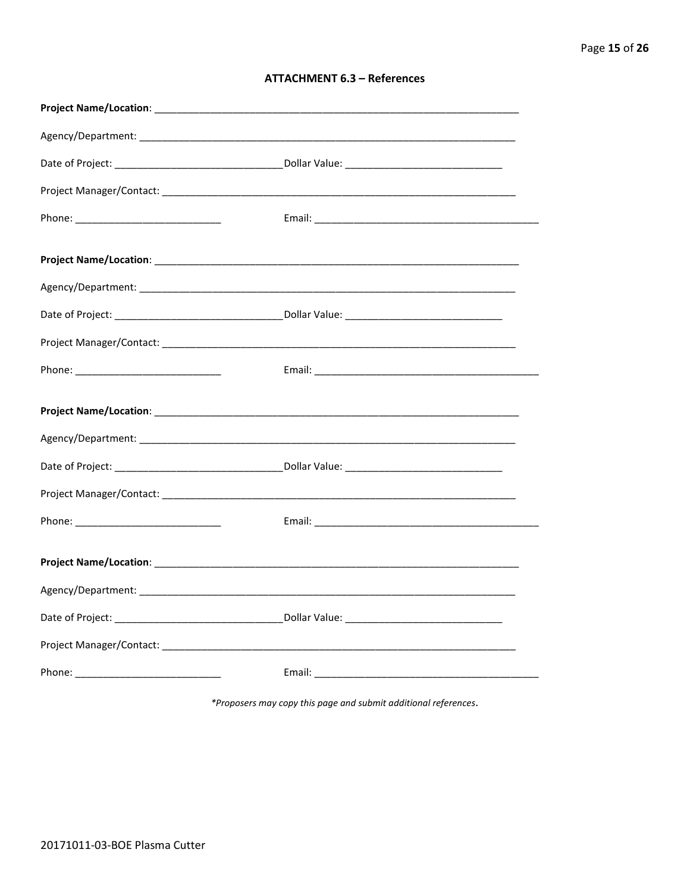## ATTACHMENT 6.3 – References

**Project Name/Location**: ___________________________________________________________________

Agency/Department: ___________________________________________________________________

Date of Project: ______________________________Dollar Value: ____________________________

Project Manager/Contact: _______________________________________________________________

Phone: __________________________ Email: ________________________________________

**Project Name/Location**: ___________________________________________________________________

Agency/Department: ___________________________________________________________________

Date of Project: ______________________________Dollar Value: ____________________________

Project Manager/Contact: _______________________________________________________________

Phone: __________________________ Email: ________________________________________

**Project Name/Location**: ___________________________________________________________________

Agency/Department: ___________________________________________________________________

Date of Project: ______________________________Dollar Value: ____________________________

Project Manager/Contact: _______________________________________________________________

Phone: __________________________ Email: ________________________________________

**Project Name/Location**: ___________________________________________________________________

Agency/Department: ___________________________________________________________________

Date of Project: ______________________________Dollar Value: ____________________________

Project Manager/Contact: _______________________________________________________________

Phone: __________________________ Email: ________________________________________

*\*Proposers may copy this page and submit additional references*.

20171011-03-BOE Plasma Cutter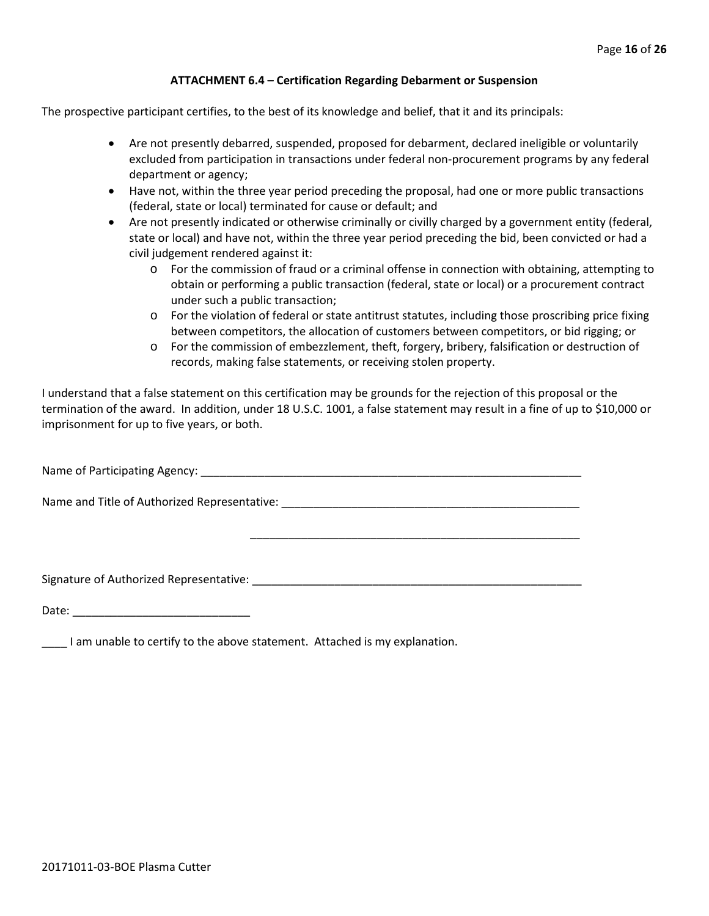### ATTACHMENT 6.4 – Certification Regarding Debarment or Suspension

The prospective participant certifies, to the best of its knowledge and belief, that it and its principals:

- Are not presently debarred, suspended, proposed for debarment, declared ineligible or voluntarily excluded from participation in transactions under federal non-procurement programs by any federal department or agency;
- Have not, within the three year period preceding the proposal, had one or more public transactions (federal, state or local) terminated for cause or default; and
- Are not presently indicated or otherwise criminally or civilly charged by a government entity (federal, state or local) and have not, within the three year period preceding the bid, been convicted or had a civil judgement rendered against it:
  - For the commission of fraud or a criminal offense in connection with obtaining, attempting to obtain or performing a public transaction (federal, state or local) or a procurement contract under such a public transaction;
  - For the violation of federal or state antitrust statutes, including those proscribing price fixing between competitors, the allocation of customers between competitors, or bid rigging; or
  - For the commission of embezzlement, theft, forgery, bribery, falsification or destruction of records, making false statements, or receiving stolen property.

I understand that a false statement on this certification may be grounds for the rejection of this proposal or the termination of the award. In addition, under 18 U.S.C. 1001, a false statement may result in a fine of up to $10,000 or imprisonment for up to five years, or both.

Name of Participating Agency: ______________________________________________________________

Name and Title of Authorized Representative: ________________________________________________

________________________________________________

Signature of Authorized Representative: ____________________________________________________

Date: ____________________________

____ I am unable to certify to the above statement. Attached is my explanation.

20171011-03-BOE Plasma Cutter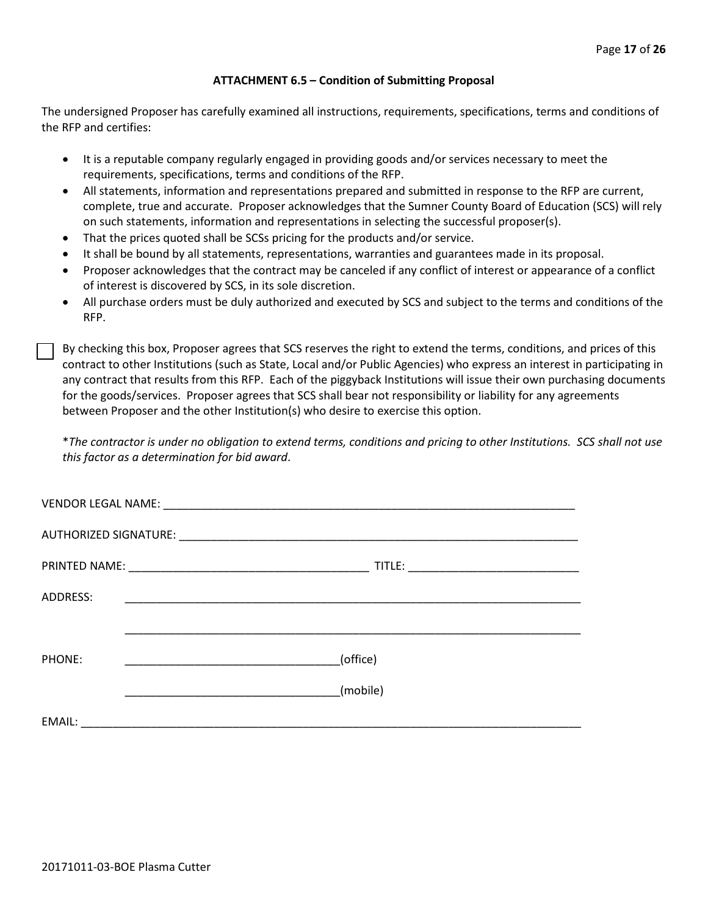## ATTACHMENT 6.5 – Condition of Submitting Proposal

The undersigned Proposer has carefully examined all instructions, requirements, specifications, terms and conditions of the RFP and certifies:

- It is a reputable company regularly engaged in providing goods and/or services necessary to meet the requirements, specifications, terms and conditions of the RFP.
- All statements, information and representations prepared and submitted in response to the RFP are current, complete, true and accurate. Proposer acknowledges that the Sumner County Board of Education (SCS) will rely on such statements, information and representations in selecting the successful proposer(s).
- That the prices quoted shall be SCSs pricing for the products and/or service.
- It shall be bound by all statements, representations, warranties and guarantees made in its proposal.
- Proposer acknowledges that the contract may be canceled if any conflict of interest or appearance of a conflict of interest is discovered by SCS, in its sole discretion.
- All purchase orders must be duly authorized and executed by SCS and subject to the terms and conditions of the RFP.

☐ By checking this box, Proposer agrees that SCS reserves the right to extend the terms, conditions, and prices of this contract to other Institutions (such as State, Local and/or Public Agencies) who express an interest in participating in any contract that results from this RFP. Each of the piggyback Institutions will issue their own purchasing documents for the goods/services. Proposer agrees that SCS shall bear not responsibility or liability for any agreements between Proposer and the other Institution(s) who desire to exercise this option.

*\*The contractor is under no obligation to extend terms, conditions and pricing to other Institutions. SCS shall not use this factor as a determination for bid award*.

VENDOR LEGAL NAME: ____________________________________________________________________

AUTHORIZED SIGNATURE: ________________________________________________________________

PRINTED NAME: ______________________________________ TITLE: ___________________________

ADDRESS: ___________________________________________________________________________

___________________________________________________________________________

PHONE: __________________________________(office)

__________________________________(mobile)

EMAIL: _____________________________________________________________________________

20171011-03-BOE Plasma Cutter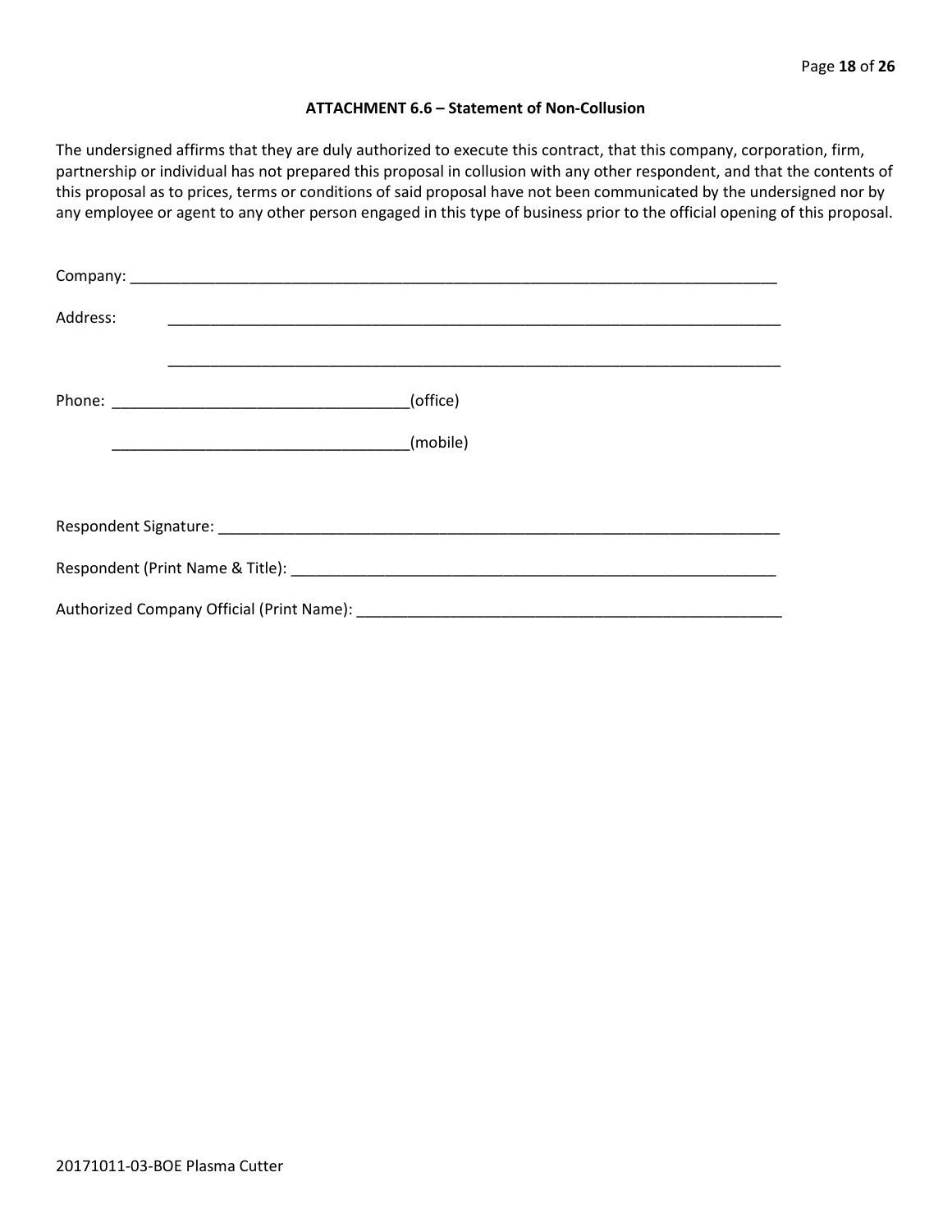### ATTACHMENT 6.6 – Statement of Non-Collusion

The undersigned affirms that they are duly authorized to execute this contract, that this company, corporation, firm, partnership or individual has not prepared this proposal in collusion with any other respondent, and that the contents of this proposal as to prices, terms or conditions of said proposal have not been communicated by the undersigned nor by any employee or agent to any other person engaged in this type of business prior to the official opening of this proposal.

Company: ___________________________________________________________________________

Address: ___________________________________________________________________________

___________________________________________________________________________

Phone: __________________________________(office)

__________________________________(mobile)

Respondent Signature: ___________________________________________________________________

Respondent (Print Name & Title): __________________________________________________________

Authorized Company Official (Print Name): ___________________________________________________

20171011-03-BOE Plasma Cutter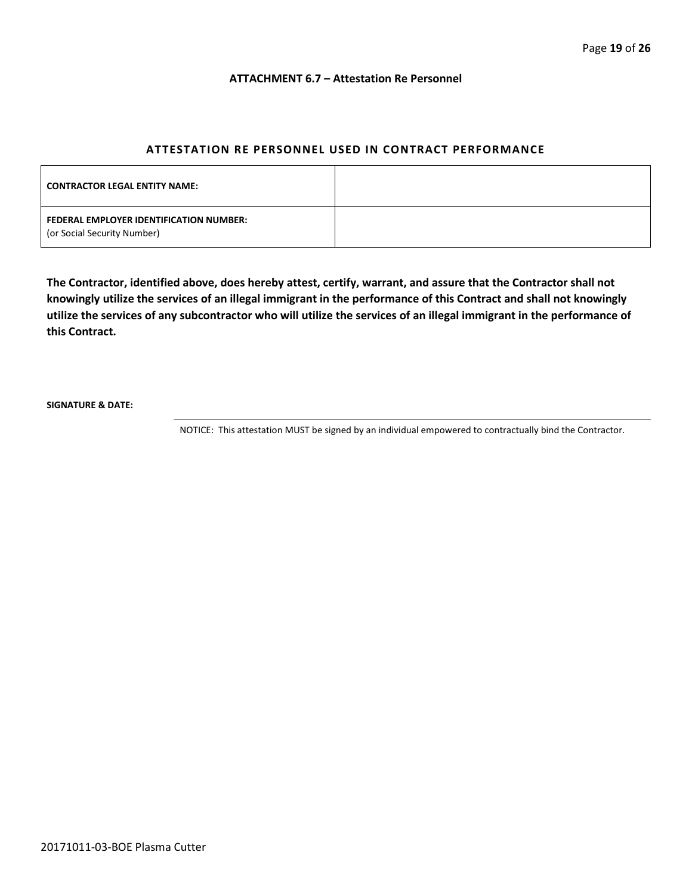### ATTACHMENT 6.7 – Attestation Re Personnel

## ATTESTATION RE PERSONNEL USED IN CONTRACT PERFORMANCE

| | |
|---|---|
| **CONTRACTOR LEGAL ENTITY NAME:** | |
| **FEDERAL EMPLOYER IDENTIFICATION NUMBER:** (or Social Security Number) | |

**The Contractor, identified above, does hereby attest, certify, warrant, and assure that the Contractor shall not knowingly utilize the services of an illegal immigrant in the performance of this Contract and shall not knowingly utilize the services of any subcontractor who will utilize the services of an illegal immigrant in the performance of this Contract.**

**SIGNATURE & DATE:**

NOTICE: This attestation MUST be signed by an individual empowered to contractually bind the Contractor.

20171011-03-BOE Plasma Cutter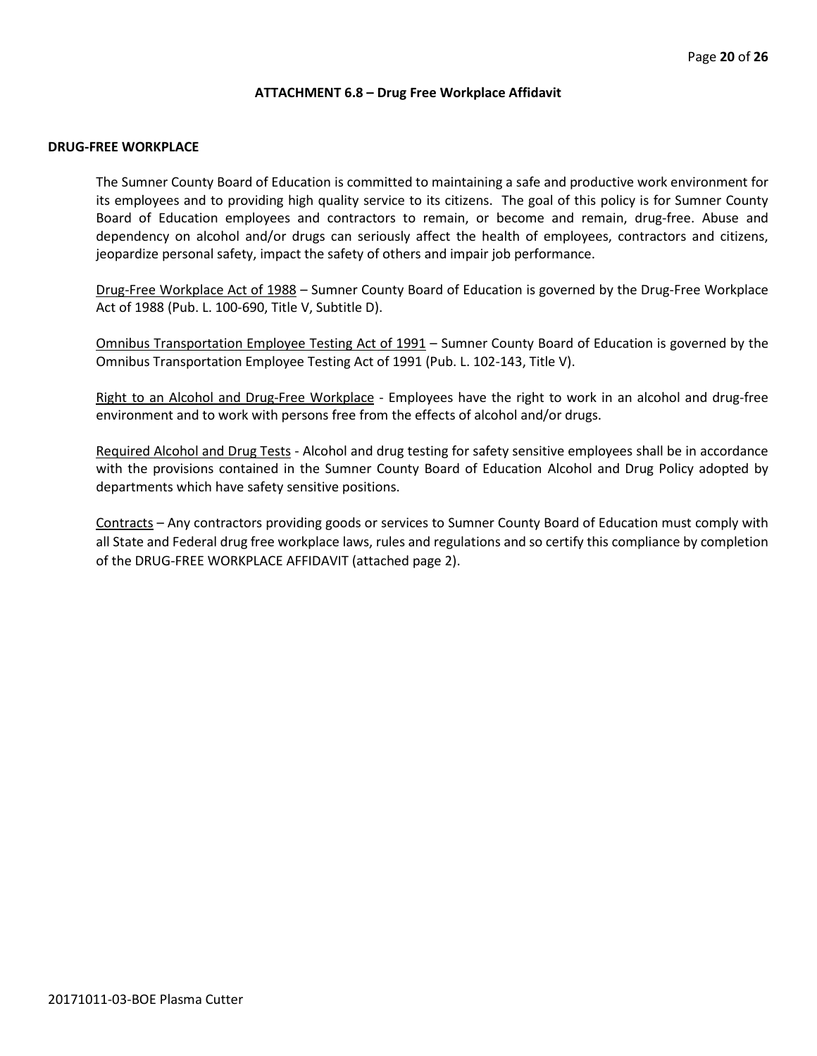## ATTACHMENT 6.8 – Drug Free Workplace Affidavit

### DRUG-FREE WORKPLACE

The Sumner County Board of Education is committed to maintaining a safe and productive work environment for its employees and to providing high quality service to its citizens. The goal of this policy is for Sumner County Board of Education employees and contractors to remain, or become and remain, drug-free. Abuse and dependency on alcohol and/or drugs can seriously affect the health of employees, contractors and citizens, jeopardize personal safety, impact the safety of others and impair job performance.

<u>Drug-Free Workplace Act of 1988</u> – Sumner County Board of Education is governed by the Drug-Free Workplace Act of 1988 (Pub. L. 100-690, Title V, Subtitle D).

<u>Omnibus Transportation Employee Testing Act of 1991</u> – Sumner County Board of Education is governed by the Omnibus Transportation Employee Testing Act of 1991 (Pub. L. 102-143, Title V).

<u>Right to an Alcohol and Drug-Free Workplace</u> - Employees have the right to work in an alcohol and drug-free environment and to work with persons free from the effects of alcohol and/or drugs.

<u>Required Alcohol and Drug Tests</u> - Alcohol and drug testing for safety sensitive employees shall be in accordance with the provisions contained in the Sumner County Board of Education Alcohol and Drug Policy adopted by departments which have safety sensitive positions.

<u>Contracts</u> – Any contractors providing goods or services to Sumner County Board of Education must comply with all State and Federal drug free workplace laws, rules and regulations and so certify this compliance by completion of the DRUG-FREE WORKPLACE AFFIDAVIT (attached page 2).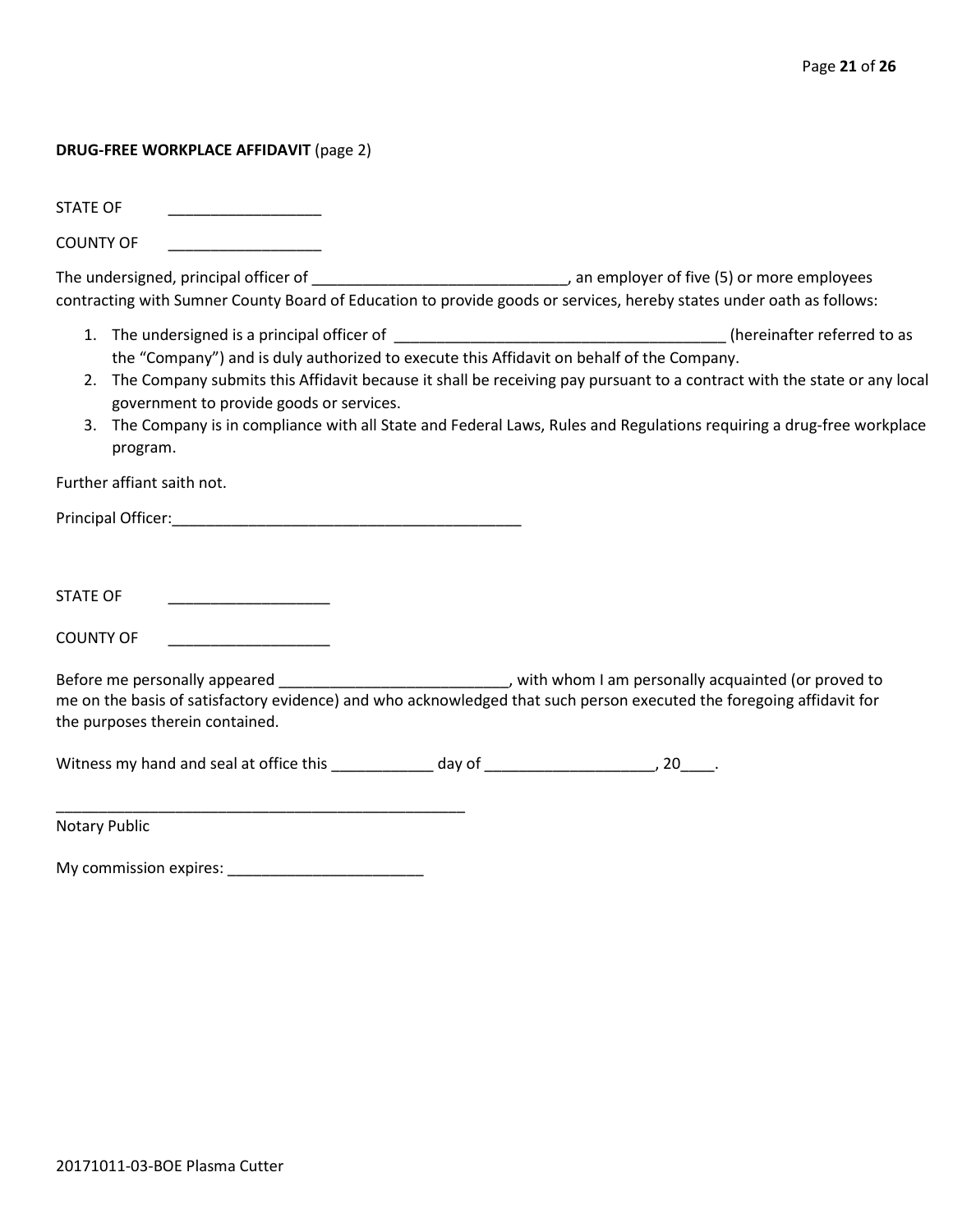**DRUG-FREE WORKPLACE AFFIDAVIT** (page 2)

STATE OF ___________________

COUNTY OF ___________________

The undersigned, principal officer of ______________________________, an employer of five (5) or more employees contracting with Sumner County Board of Education to provide goods or services, hereby states under oath as follows:

1. The undersigned is a principal officer of _______________________________________ (hereinafter referred to as the "Company") and is duly authorized to execute this Affidavit on behalf of the Company.
2. The Company submits this Affidavit because it shall be receiving pay pursuant to a contract with the state or any local government to provide goods or services.
3. The Company is in compliance with all State and Federal Laws, Rules and Regulations requiring a drug-free workplace program.

Further affiant saith not.

Principal Officer:_________________________________________

STATE OF ___________________

COUNTY OF ___________________

Before me personally appeared ___________________________, with whom I am personally acquainted (or proved to me on the basis of satisfactory evidence) and who acknowledged that such person executed the foregoing affidavit for the purposes therein contained.

Witness my hand and seal at office this ____________ day of ____________________, 20____.

__________________________________________________

Notary Public

My commission expires: ________________________

20171011-03-BOE Plasma Cutter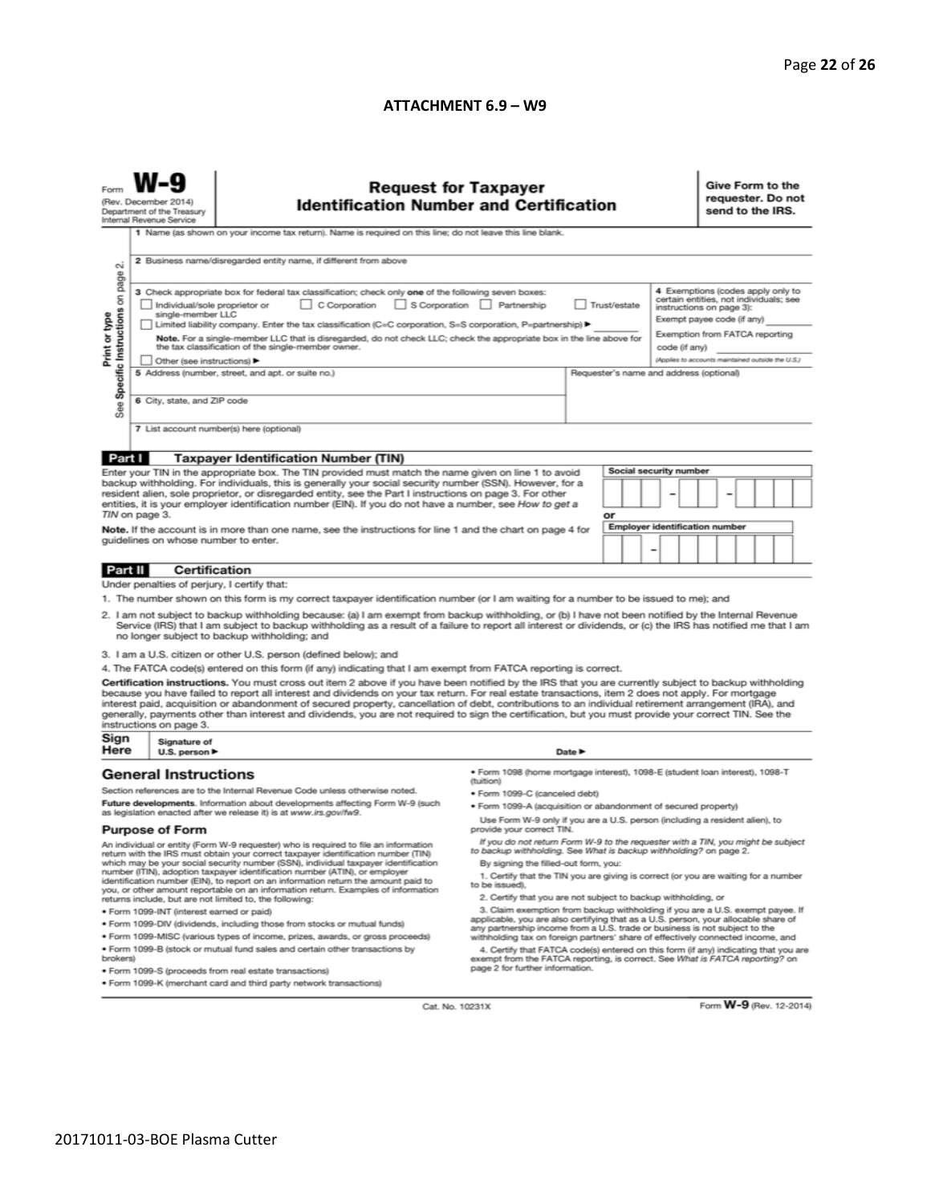**ATTACHMENT 6.9 – W9**

Form **W-9**
(Rev. December 2014)
Department of the Treasury
Internal Revenue Service

# Request for Taxpayer Identification Number and Certification

**Give Form to the requester. Do not send to the IRS.**

Print or type
See Specific Instructions on page 2.

1 Name (as shown on your income tax return). Name is required on this line; do not leave this line blank.

2 Business name/disregarded entity name, if different from above

3 Check appropriate box for federal tax classification; check only **one** of the following seven boxes:

☐ Individual/sole proprietor or single-member LLC ☐ C Corporation ☐ S Corporation ☐ Partnership ☐ Trust/estate

☐ Limited liability company. Enter the tax classification (C=C corporation, S=S corporation, P=partnership) ► ________

**Note.** For a single-member LLC that is disregarded, do not check LLC; check the appropriate box in the line above for the tax classification of the single-member owner.

☐ Other (see instructions) ►

4 Exemptions (codes apply only to certain entities, not individuals; see instructions on page 3):

Exempt payee code (if any) ________

Exemption from FATCA reporting code (if any) ________

*(Applies to accounts maintained outside the U.S.)*

5 Address (number, street, and apt. or suite no.)

Requester's name and address (optional)

6 City, state, and ZIP code

7 List account number(s) here (optional)

## Part I Taxpayer Identification Number (TIN)

Enter your TIN in the appropriate box. The TIN provided must match the name given on line 1 to avoid backup withholding. For individuals, this is generally your social security number (SSN). However, for a resident alien, sole proprietor, or disregarded entity, see the Part I instructions on page 3. For other entities, it is your employer identification number (EIN). If you do not have a number, see *How to get a TIN* on page 3.

**Note.** If the account is in more than one name, see the instructions for line 1 and the chart on page 4 for guidelines on whose number to enter.

**Social security number**

☐☐☐ – ☐☐ – ☐☐☐☐

or

**Employer identification number**

☐☐ – ☐☐☐☐☐☐☐

## Part II Certification

Under penalties of perjury, I certify that:

1. The number shown on this form is my correct taxpayer identification number (or I am waiting for a number to be issued to me); and
2. I am not subject to backup withholding because: (a) I am exempt from backup withholding, or (b) I have not been notified by the Internal Revenue Service (IRS) that I am subject to backup withholding as a result of a failure to report all interest or dividends, or (c) the IRS has notified me that I am no longer subject to backup withholding; and
3. I am a U.S. citizen or other U.S. person (defined below); and
4. The FATCA code(s) entered on this form (if any) indicating that I am exempt from FATCA reporting is correct.

**Certification instructions.** You must cross out item 2 above if you have been notified by the IRS that you are currently subject to backup withholding because you have failed to report all interest and dividends on your tax return. For real estate transactions, item 2 does not apply. For mortgage interest paid, acquisition or abandonment of secured property, cancellation of debt, contributions to an individual retirement arrangement (IRA), and generally, payments other than interest and dividends, you are not required to sign the certification, but you must provide your correct TIN. See the instructions on page 3.

**Sign Here** Signature of U.S. person ► Date ►

## General Instructions

Section references are to the Internal Revenue Code unless otherwise noted.

**Future developments.** Information about developments affecting Form W-9 (such as legislation enacted after we release it) is at *www.irs.gov/fw9*.

### Purpose of Form

An individual or entity (Form W-9 requester) who is required to file an information return with the IRS must obtain your correct taxpayer identification number (TIN) which may be your social security number (SSN), individual taxpayer identification number (ITIN), adoption taxpayer identification number (ATIN), or employer identification number (EIN), to report on an information return the amount paid to you, or other amount reportable on an information return. Examples of information returns include, but are not limited to, the following:

- Form 1099-INT (interest earned or paid)
- Form 1099-DIV (dividends, including those from stocks or mutual funds)
- Form 1099-MISC (various types of income, prizes, awards, or gross proceeds)
- Form 1099-B (stock or mutual fund sales and certain other transactions by brokers)
- Form 1099-S (proceeds from real estate transactions)
- Form 1099-K (merchant card and third party network transactions)
- Form 1098 (home mortgage interest), 1098-E (student loan interest), 1098-T (tuition)
- Form 1099-C (canceled debt)
- Form 1099-A (acquisition or abandonment of secured property)

Use Form W-9 only if you are a U.S. person (including a resident alien), to provide your correct TIN.

*If you do not return Form W-9 to the requester with a TIN, you might be subject to backup withholding. See What is backup withholding? on page 2.*

By signing the filled-out form, you:

1. Certify that the TIN you are giving is correct (or you are waiting for a number to be issued),
2. Certify that you are not subject to backup withholding, or
3. Claim exemption from backup withholding if you are a U.S. exempt payee. If applicable, you are also certifying that as a U.S. person, your allocable share of any partnership income from a U.S. trade or business is not subject to the withholding tax on foreign partners' share of effectively connected income, and
4. Certify that FATCA code(s) entered on this form (if any) indicating that you are exempt from the FATCA reporting, is correct. See *What is FATCA reporting?* on page 2 for further information.

Cat. No. 10231X

Form **W-9** (Rev. 12-2014)

20171011-03-BOE Plasma Cutter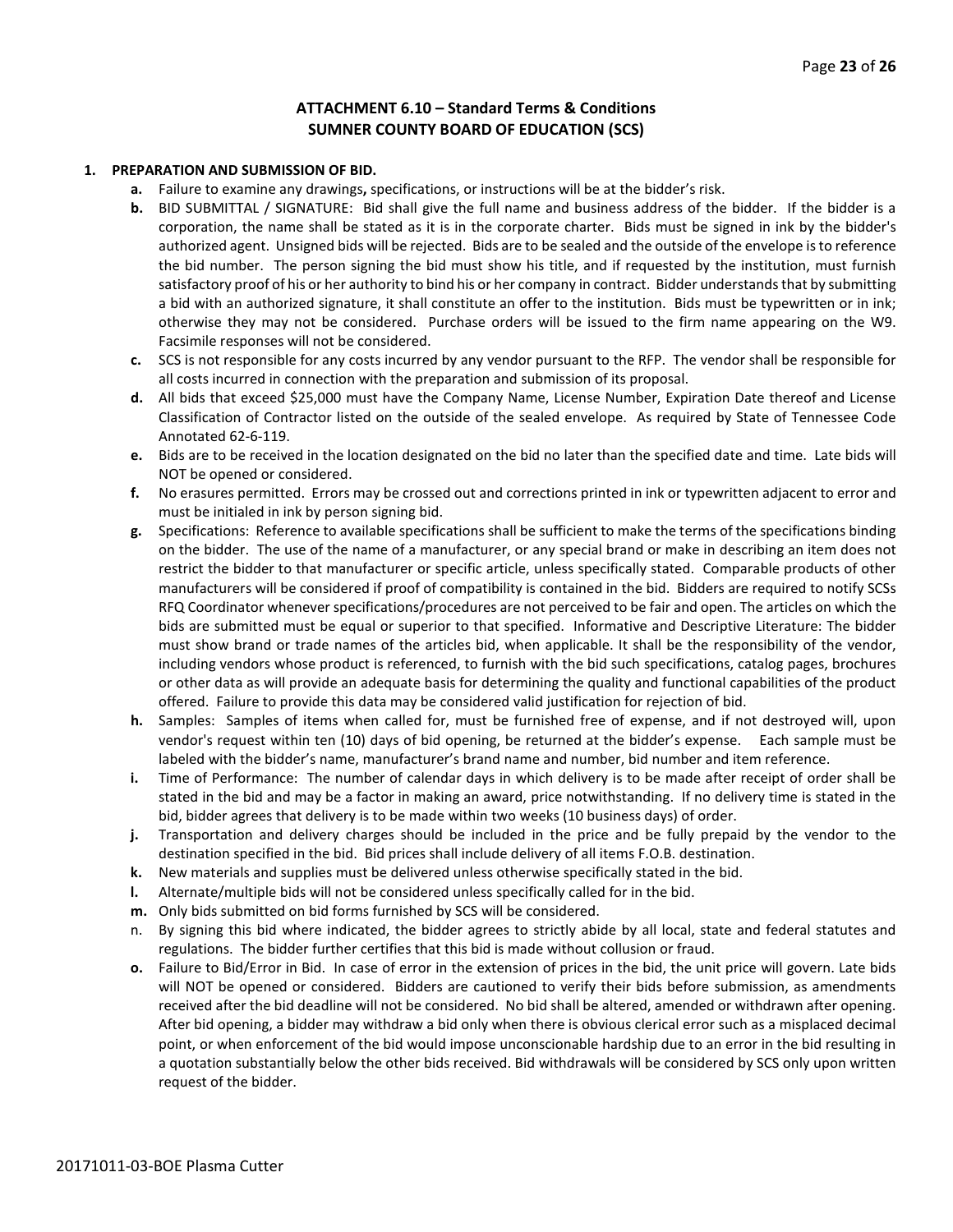## ATTACHMENT 6.10 – Standard Terms & Conditions
## SUMNER COUNTY BOARD OF EDUCATION (SCS)

**1. PREPARATION AND SUBMISSION OF BID.**

- **a.** Failure to examine any drawings**,** specifications, or instructions will be at the bidder's risk.
- **b.** BID SUBMITTAL / SIGNATURE: Bid shall give the full name and business address of the bidder. If the bidder is a corporation, the name shall be stated as it is in the corporate charter. Bids must be signed in ink by the bidder's authorized agent. Unsigned bids will be rejected. Bids are to be sealed and the outside of the envelope is to reference the bid number. The person signing the bid must show his title, and if requested by the institution, must furnish satisfactory proof of his or her authority to bind his or her company in contract. Bidder understands that by submitting a bid with an authorized signature, it shall constitute an offer to the institution. Bids must be typewritten or in ink; otherwise they may not be considered. Purchase orders will be issued to the firm name appearing on the W9. Facsimile responses will not be considered.
- **c.** SCS is not responsible for any costs incurred by any vendor pursuant to the RFP. The vendor shall be responsible for all costs incurred in connection with the preparation and submission of its proposal.
- **d.** All bids that exceed $25,000 must have the Company Name, License Number, Expiration Date thereof and License Classification of Contractor listed on the outside of the sealed envelope. As required by State of Tennessee Code Annotated 62-6-119.
- **e.** Bids are to be received in the location designated on the bid no later than the specified date and time. Late bids will NOT be opened or considered.
- **f.** No erasures permitted. Errors may be crossed out and corrections printed in ink or typewritten adjacent to error and must be initialed in ink by person signing bid.
- **g.** Specifications: Reference to available specifications shall be sufficient to make the terms of the specifications binding on the bidder. The use of the name of a manufacturer, or any special brand or make in describing an item does not restrict the bidder to that manufacturer or specific article, unless specifically stated. Comparable products of other manufacturers will be considered if proof of compatibility is contained in the bid. Bidders are required to notify SCSs RFQ Coordinator whenever specifications/procedures are not perceived to be fair and open. The articles on which the bids are submitted must be equal or superior to that specified. Informative and Descriptive Literature: The bidder must show brand or trade names of the articles bid, when applicable. It shall be the responsibility of the vendor, including vendors whose product is referenced, to furnish with the bid such specifications, catalog pages, brochures or other data as will provide an adequate basis for determining the quality and functional capabilities of the product offered. Failure to provide this data may be considered valid justification for rejection of bid.
- **h.** Samples: Samples of items when called for, must be furnished free of expense, and if not destroyed will, upon vendor's request within ten (10) days of bid opening, be returned at the bidder's expense. Each sample must be labeled with the bidder's name, manufacturer's brand name and number, bid number and item reference.
- **i.** Time of Performance: The number of calendar days in which delivery is to be made after receipt of order shall be stated in the bid and may be a factor in making an award, price notwithstanding. If no delivery time is stated in the bid, bidder agrees that delivery is to be made within two weeks (10 business days) of order.
- **j.** Transportation and delivery charges should be included in the price and be fully prepaid by the vendor to the destination specified in the bid. Bid prices shall include delivery of all items F.O.B. destination.
- **k.** New materials and supplies must be delivered unless otherwise specifically stated in the bid.
- **l.** Alternate/multiple bids will not be considered unless specifically called for in the bid.
- **m.** Only bids submitted on bid forms furnished by SCS will be considered.
- n. By signing this bid where indicated, the bidder agrees to strictly abide by all local, state and federal statutes and regulations. The bidder further certifies that this bid is made without collusion or fraud.
- **o.** Failure to Bid/Error in Bid. In case of error in the extension of prices in the bid, the unit price will govern. Late bids will NOT be opened or considered. Bidders are cautioned to verify their bids before submission, as amendments received after the bid deadline will not be considered. No bid shall be altered, amended or withdrawn after opening. After bid opening, a bidder may withdraw a bid only when there is obvious clerical error such as a misplaced decimal point, or when enforcement of the bid would impose unconscionable hardship due to an error in the bid resulting in a quotation substantially below the other bids received. Bid withdrawals will be considered by SCS only upon written request of the bidder.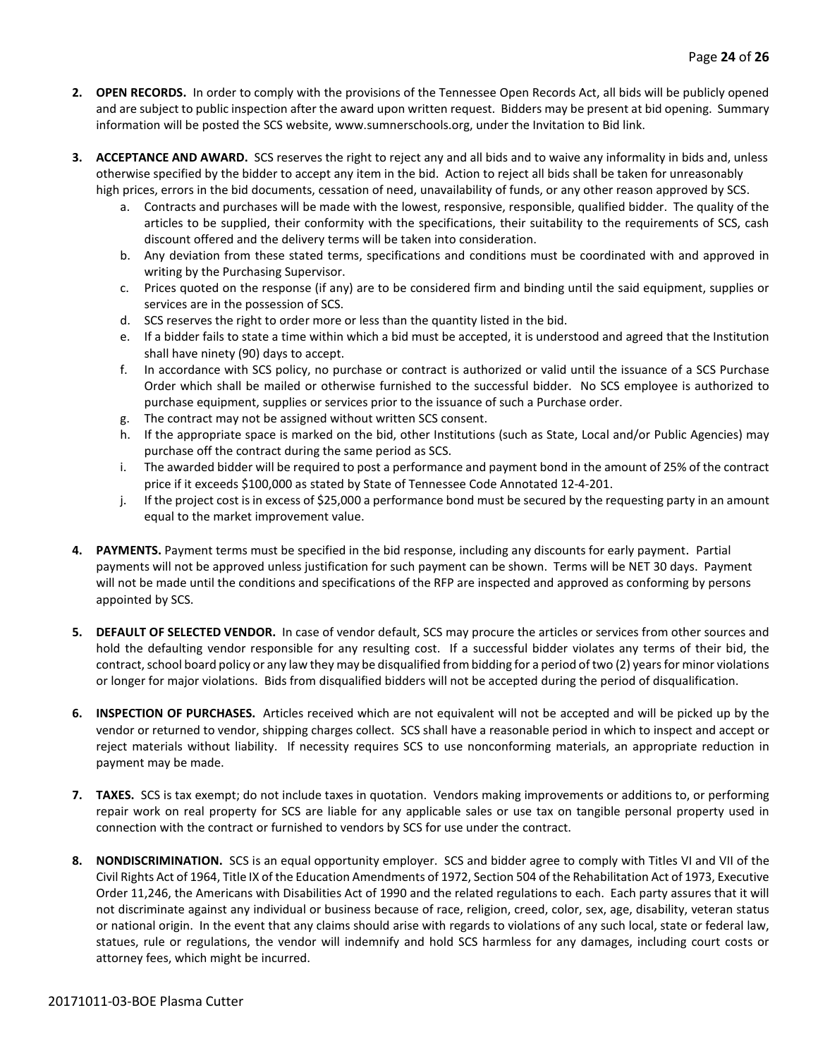2. **OPEN RECORDS.** In order to comply with the provisions of the Tennessee Open Records Act, all bids will be publicly opened and are subject to public inspection after the award upon written request. Bidders may be present at bid opening. Summary information will be posted the SCS website, www.sumnerschools.org, under the Invitation to Bid link.

3. **ACCEPTANCE AND AWARD.** SCS reserves the right to reject any and all bids and to waive any informality in bids and, unless otherwise specified by the bidder to accept any item in the bid. Action to reject all bids shall be taken for unreasonably high prices, errors in the bid documents, cessation of need, unavailability of funds, or any other reason approved by SCS.
   a. Contracts and purchases will be made with the lowest, responsive, responsible, qualified bidder. The quality of the articles to be supplied, their conformity with the specifications, their suitability to the requirements of SCS, cash discount offered and the delivery terms will be taken into consideration.
   b. Any deviation from these stated terms, specifications and conditions must be coordinated with and approved in writing by the Purchasing Supervisor.
   c. Prices quoted on the response (if any) are to be considered firm and binding until the said equipment, supplies or services are in the possession of SCS.
   d. SCS reserves the right to order more or less than the quantity listed in the bid.
   e. If a bidder fails to state a time within which a bid must be accepted, it is understood and agreed that the Institution shall have ninety (90) days to accept.
   f. In accordance with SCS policy, no purchase or contract is authorized or valid until the issuance of a SCS Purchase Order which shall be mailed or otherwise furnished to the successful bidder. No SCS employee is authorized to purchase equipment, supplies or services prior to the issuance of such a Purchase order.
   g. The contract may not be assigned without written SCS consent.
   h. If the appropriate space is marked on the bid, other Institutions (such as State, Local and/or Public Agencies) may purchase off the contract during the same period as SCS.
   i. The awarded bidder will be required to post a performance and payment bond in the amount of 25% of the contract price if it exceeds $100,000 as stated by State of Tennessee Code Annotated 12-4-201.
   j. If the project cost is in excess of $25,000 a performance bond must be secured by the requesting party in an amount equal to the market improvement value.

4. **PAYMENTS.** Payment terms must be specified in the bid response, including any discounts for early payment. Partial payments will not be approved unless justification for such payment can be shown. Terms will be NET 30 days. Payment will not be made until the conditions and specifications of the RFP are inspected and approved as conforming by persons appointed by SCS.

5. **DEFAULT OF SELECTED VENDOR.** In case of vendor default, SCS may procure the articles or services from other sources and hold the defaulting vendor responsible for any resulting cost. If a successful bidder violates any terms of their bid, the contract, school board policy or any law they may be disqualified from bidding for a period of two (2) years for minor violations or longer for major violations. Bids from disqualified bidders will not be accepted during the period of disqualification.

6. **INSPECTION OF PURCHASES.** Articles received which are not equivalent will not be accepted and will be picked up by the vendor or returned to vendor, shipping charges collect. SCS shall have a reasonable period in which to inspect and accept or reject materials without liability. If necessity requires SCS to use nonconforming materials, an appropriate reduction in payment may be made.

7. **TAXES.** SCS is tax exempt; do not include taxes in quotation. Vendors making improvements or additions to, or performing repair work on real property for SCS are liable for any applicable sales or use tax on tangible personal property used in connection with the contract or furnished to vendors by SCS for use under the contract.

8. **NONDISCRIMINATION.** SCS is an equal opportunity employer. SCS and bidder agree to comply with Titles VI and VII of the Civil Rights Act of 1964, Title IX of the Education Amendments of 1972, Section 504 of the Rehabilitation Act of 1973, Executive Order 11,246, the Americans with Disabilities Act of 1990 and the related regulations to each. Each party assures that it will not discriminate against any individual or business because of race, religion, creed, color, sex, age, disability, veteran status or national origin. In the event that any claims should arise with regards to violations of any such local, state or federal law, statues, rule or regulations, the vendor will indemnify and hold SCS harmless for any damages, including court costs or attorney fees, which might be incurred.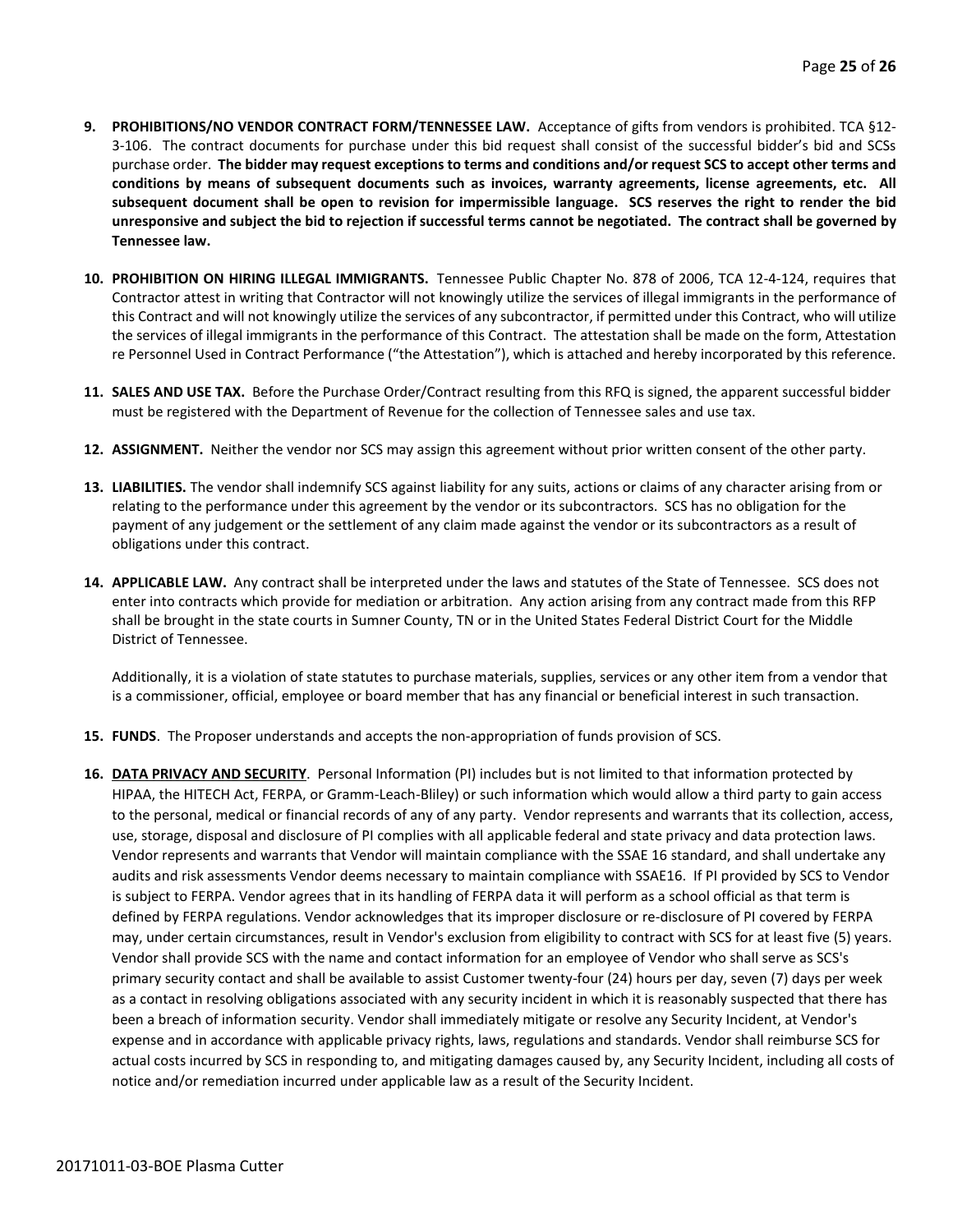9. **PROHIBITIONS/NO VENDOR CONTRACT FORM/TENNESSEE LAW.** Acceptance of gifts from vendors is prohibited. TCA §12-3-106. The contract documents for purchase under this bid request shall consist of the successful bidder's bid and SCSs purchase order. **The bidder may request exceptions to terms and conditions and/or request SCS to accept other terms and conditions by means of subsequent documents such as invoices, warranty agreements, license agreements, etc. All subsequent document shall be open to revision for impermissible language. SCS reserves the right to render the bid unresponsive and subject the bid to rejection if successful terms cannot be negotiated. The contract shall be governed by Tennessee law.**

10. **PROHIBITION ON HIRING ILLEGAL IMMIGRANTS.** Tennessee Public Chapter No. 878 of 2006, TCA 12-4-124, requires that Contractor attest in writing that Contractor will not knowingly utilize the services of illegal immigrants in the performance of this Contract and will not knowingly utilize the services of any subcontractor, if permitted under this Contract, who will utilize the services of illegal immigrants in the performance of this Contract. The attestation shall be made on the form, Attestation re Personnel Used in Contract Performance ("the Attestation"), which is attached and hereby incorporated by this reference.

11. **SALES AND USE TAX.** Before the Purchase Order/Contract resulting from this RFQ is signed, the apparent successful bidder must be registered with the Department of Revenue for the collection of Tennessee sales and use tax.

12. **ASSIGNMENT.** Neither the vendor nor SCS may assign this agreement without prior written consent of the other party.

13. **LIABILITIES.** The vendor shall indemnify SCS against liability for any suits, actions or claims of any character arising from or relating to the performance under this agreement by the vendor or its subcontractors. SCS has no obligation for the payment of any judgement or the settlement of any claim made against the vendor or its subcontractors as a result of obligations under this contract.

14. **APPLICABLE LAW.** Any contract shall be interpreted under the laws and statutes of the State of Tennessee. SCS does not enter into contracts which provide for mediation or arbitration. Any action arising from any contract made from this RFP shall be brought in the state courts in Sumner County, TN or in the United States Federal District Court for the Middle District of Tennessee.

    Additionally, it is a violation of state statutes to purchase materials, supplies, services or any other item from a vendor that is a commissioner, official, employee or board member that has any financial or beneficial interest in such transaction.

15. **FUNDS**. The Proposer understands and accepts the non-appropriation of funds provision of SCS.

16. **DATA PRIVACY AND SECURITY**. Personal Information (PI) includes but is not limited to that information protected by HIPAA, the HITECH Act, FERPA, or Gramm-Leach-Bliley) or such information which would allow a third party to gain access to the personal, medical or financial records of any of any party. Vendor represents and warrants that its collection, access, use, storage, disposal and disclosure of PI complies with all applicable federal and state privacy and data protection laws. Vendor represents and warrants that Vendor will maintain compliance with the SSAE 16 standard, and shall undertake any audits and risk assessments Vendor deems necessary to maintain compliance with SSAE16. If PI provided by SCS to Vendor is subject to FERPA. Vendor agrees that in its handling of FERPA data it will perform as a school official as that term is defined by FERPA regulations. Vendor acknowledges that its improper disclosure or re-disclosure of PI covered by FERPA may, under certain circumstances, result in Vendor's exclusion from eligibility to contract with SCS for at least five (5) years. Vendor shall provide SCS with the name and contact information for an employee of Vendor who shall serve as SCS's primary security contact and shall be available to assist Customer twenty-four (24) hours per day, seven (7) days per week as a contact in resolving obligations associated with any security incident in which it is reasonably suspected that there has been a breach of information security. Vendor shall immediately mitigate or resolve any Security Incident, at Vendor's expense and in accordance with applicable privacy rights, laws, regulations and standards. Vendor shall reimburse SCS for actual costs incurred by SCS in responding to, and mitigating damages caused by, any Security Incident, including all costs of notice and/or remediation incurred under applicable law as a result of the Security Incident.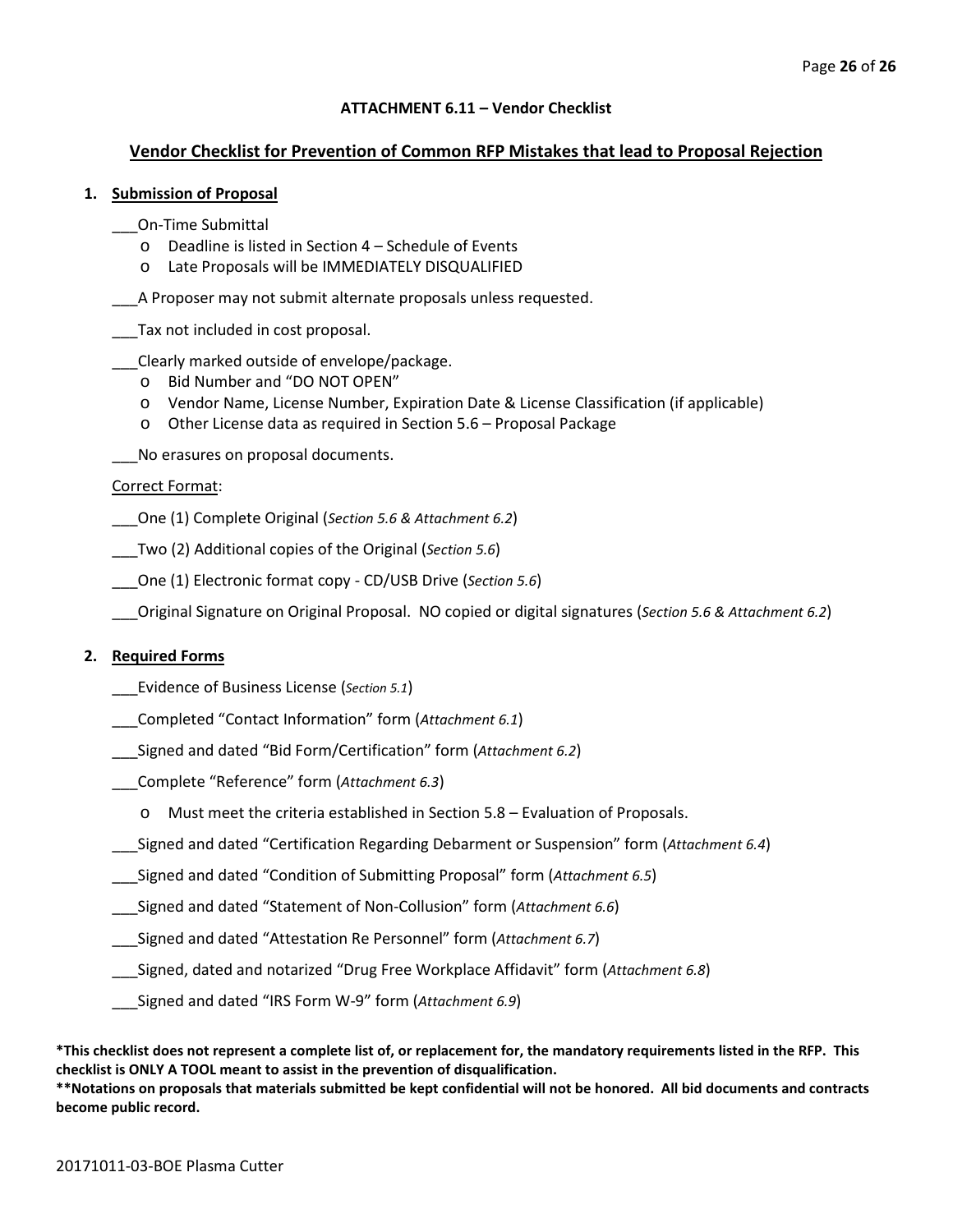**ATTACHMENT 6.11 – Vendor Checklist**

## Vendor Checklist for Prevention of Common RFP Mistakes that lead to Proposal Rejection

1. **Submission of Proposal**

___On-Time Submittal

- Deadline is listed in Section 4 – Schedule of Events
- Late Proposals will be IMMEDIATELY DISQUALIFIED

___A Proposer may not submit alternate proposals unless requested.

___Tax not included in cost proposal.

___Clearly marked outside of envelope/package.

- Bid Number and "DO NOT OPEN"
- Vendor Name, License Number, Expiration Date & License Classification (if applicable)
- Other License data as required in Section 5.6 – Proposal Package

___No erasures on proposal documents.

Correct Format:

___One (1) Complete Original (*Section 5.6 & Attachment 6.2*)

___Two (2) Additional copies of the Original (*Section 5.6*)

___One (1) Electronic format copy - CD/USB Drive (*Section 5.6*)

___Original Signature on Original Proposal. NO copied or digital signatures (*Section 5.6 & Attachment 6.2*)

2. **Required Forms**

___Evidence of Business License (*Section 5.1*)

___Completed "Contact Information" form (*Attachment 6.1*)

___Signed and dated "Bid Form/Certification" form (*Attachment 6.2*)

___Complete "Reference" form (*Attachment 6.3*)

- Must meet the criteria established in Section 5.8 – Evaluation of Proposals.

___Signed and dated "Certification Regarding Debarment or Suspension" form (*Attachment 6.4*)

___Signed and dated "Condition of Submitting Proposal" form (*Attachment 6.5*)

___Signed and dated "Statement of Non-Collusion" form (*Attachment 6.6*)

___Signed and dated "Attestation Re Personnel" form (*Attachment 6.7*)

___Signed, dated and notarized "Drug Free Workplace Affidavit" form (*Attachment 6.8*)

___Signed and dated "IRS Form W-9" form (*Attachment 6.9*)

**\*This checklist does not represent a complete list of, or replacement for, the mandatory requirements listed in the RFP. This checklist is ONLY A TOOL meant to assist in the prevention of disqualification.**

**\*\*Notations on proposals that materials submitted be kept confidential will not be honored. All bid documents and contracts become public record.**

20171011-03-BOE Plasma Cutter